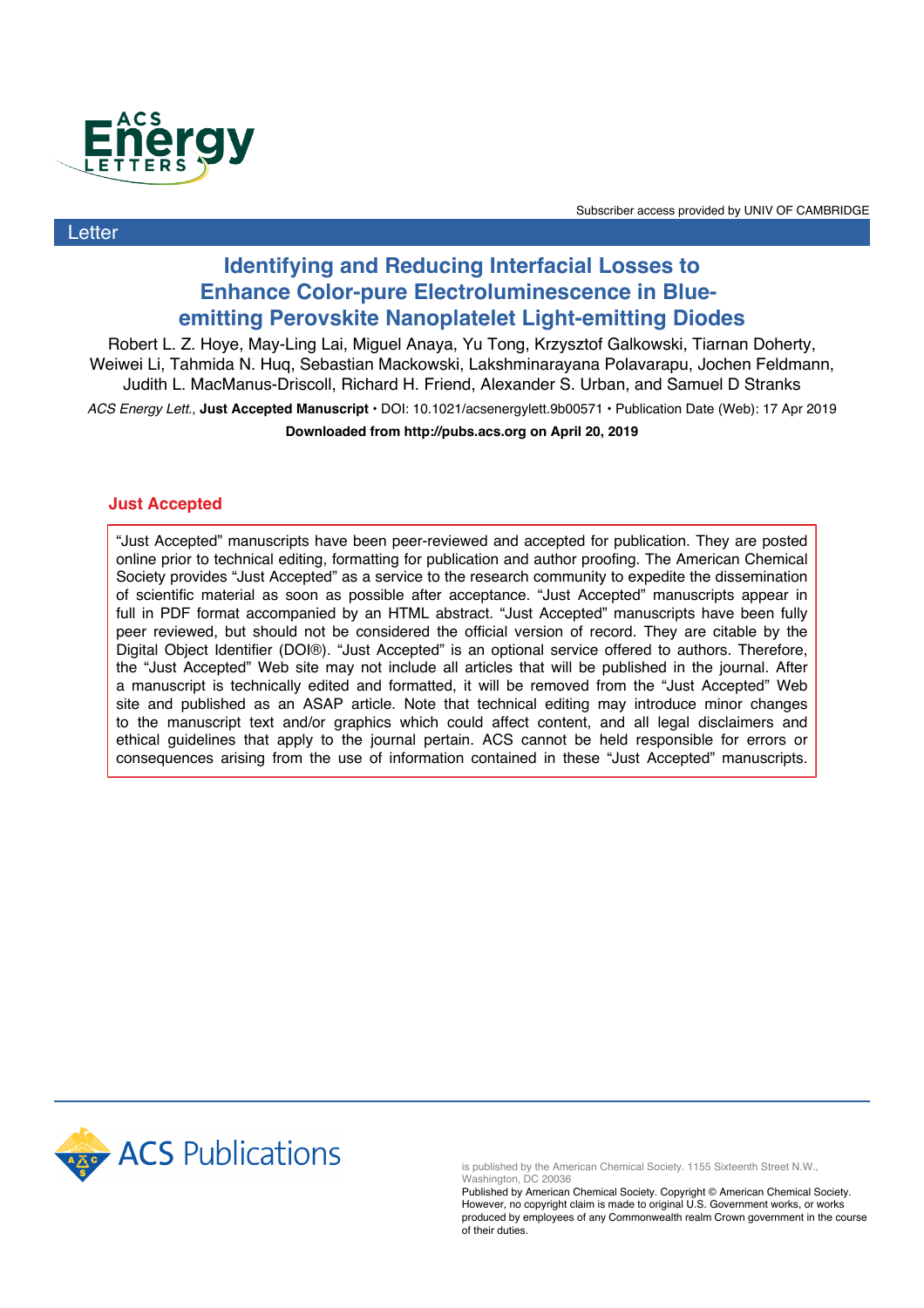Subscriber access provided by UNIV OF CAMBRIDGE

Letter

# Identifying and Reducing Interfacial Losses to Enhance Color-pure Electroluminescence in Blue-emitting Perovskite Nanoplatelet Light-emitting Diodes

Robert L. Z. Hoye, May-Ling Lai, Miguel Anaya, Yu Tong, Krzysztof Galkowski, Tiarnan Doherty, Weiwei Li, Tahmida N. Huq, Sebastian Mackowski, Lakshminarayana Polavarapu, Jochen Feldmann, Judith L. MacManus-Driscoll, Richard H. Friend, Alexander S. Urban, and Samuel D Stranks

*ACS Energy Lett.*, **Just Accepted Manuscript** • DOI: 10.1021/acsenergylett.9b00571 • Publication Date (Web): 17 Apr 2019

**Downloaded from http://pubs.acs.org on April 20, 2019**

## Just Accepted

"Just Accepted" manuscripts have been peer-reviewed and accepted for publication. They are posted online prior to technical editing, formatting for publication and author proofing. The American Chemical Society provides "Just Accepted" as a service to the research community to expedite the dissemination of scientific material as soon as possible after acceptance. "Just Accepted" manuscripts appear in full in PDF format accompanied by an HTML abstract. "Just Accepted" manuscripts have been fully peer reviewed, but should not be considered the official version of record. They are citable by the Digital Object Identifier (DOI®). "Just Accepted" is an optional service offered to authors. Therefore, the "Just Accepted" Web site may not include all articles that will be published in the journal. After a manuscript is technically edited and formatted, it will be removed from the "Just Accepted" Web site and published as an ASAP article. Note that technical editing may introduce minor changes to the manuscript text and/or graphics which could affect content, and all legal disclaimers and ethical guidelines that apply to the journal pertain. ACS cannot be held responsible for errors or consequences arising from the use of information contained in these "Just Accepted" manuscripts.

is published by the American Chemical Society. 1155 Sixteenth Street N.W., Washington, DC 20036
Published by American Chemical Society. Copyright © American Chemical Society. However, no copyright claim is made to original U.S. Government works, or works produced by employees of any Commonwealth realm Crown government in the course of their duties.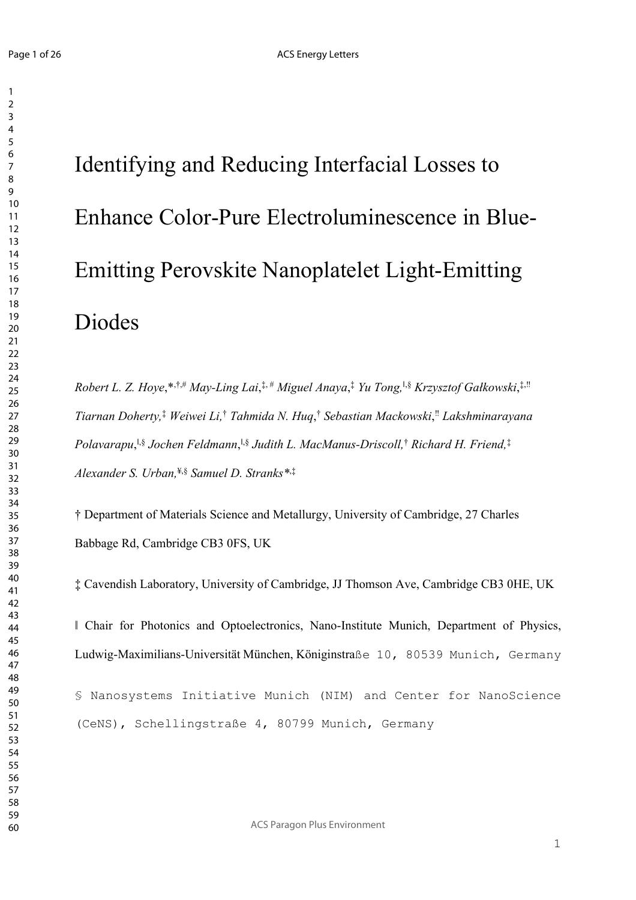# Identifying and Reducing Interfacial Losses to Enhance Color-Pure Electroluminescence in Blue-Emitting Perovskite Nanoplatelet Light-Emitting Diodes

*Robert L. Z. Hoye*,*[,†,#] *May-Ling Lai*,[‡,#] *Miguel Anaya*,[‡] *Yu Tong*,[ǁ,§] *Krzysztof Gałkowski*,[‡,"] *Tiarnan Doherty*,[‡] *Weiwei Li*,[†] *Tahmida N. Huq*,[†] *Sebastian Mackowski*,["] *Lakshminarayana Polavarapu*,[ǁ,§] *Jochen Feldmann*,[ǁ,§] *Judith L. MacManus-Driscoll*,[†] *Richard H. Friend*,[‡] *Alexander S. Urban*,[¥,§] *Samuel D. Stranks*[*,‡]

† Department of Materials Science and Metallurgy, University of Cambridge, 27 Charles Babbage Rd, Cambridge CB3 0FS, UK

‡ Cavendish Laboratory, University of Cambridge, JJ Thomson Ave, Cambridge CB3 0HE, UK

ǁ Chair for Photonics and Optoelectronics, Nano-Institute Munich, Department of Physics, Ludwig-Maximilians-Universität München, Königinstraße 10, 80539 Munich, Germany

§ Nanosystems Initiative Munich (NIM) and Center for NanoScience (CeNS), Schellingstraße 4, 80799 Munich, Germany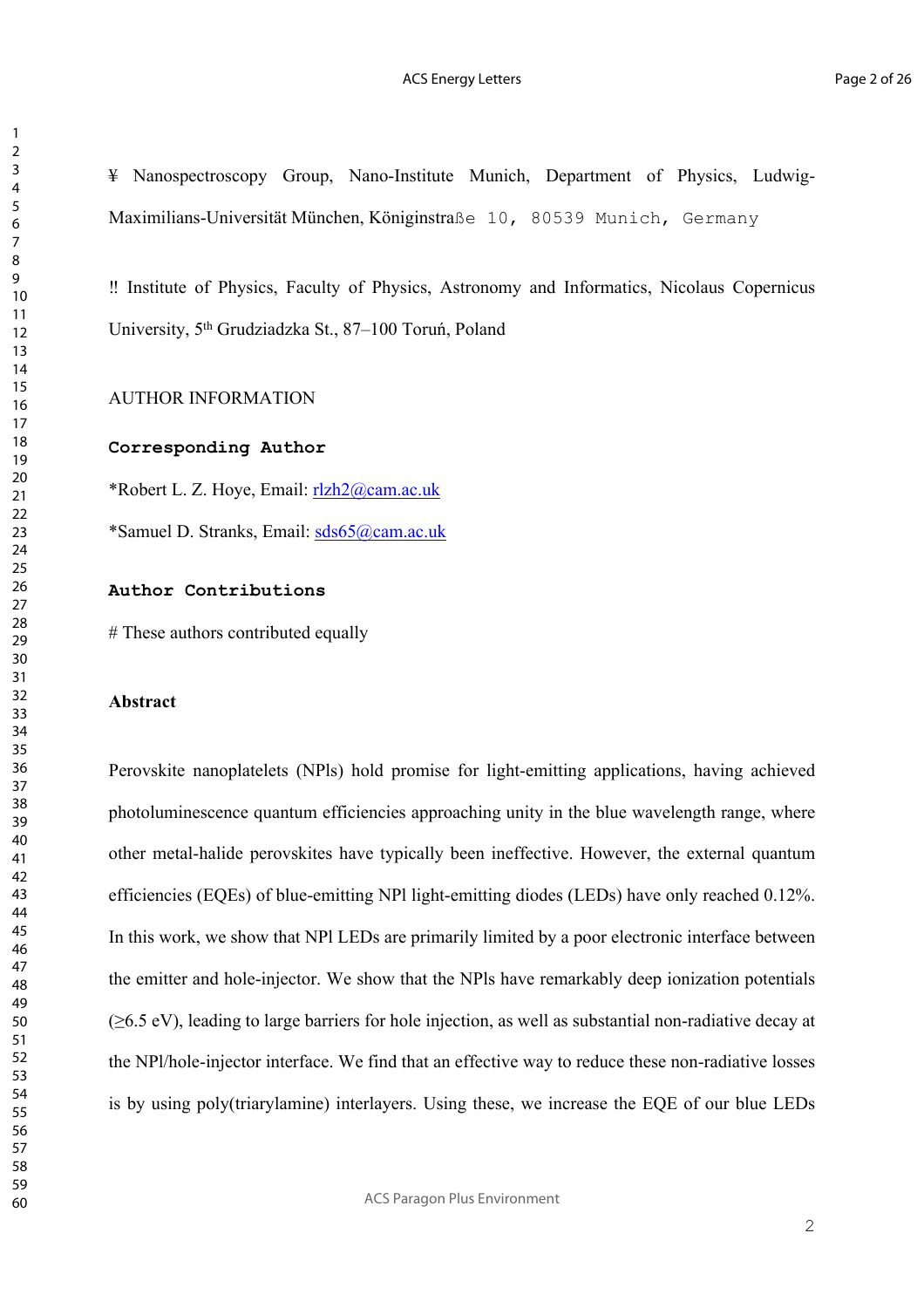¥ Nanospectroscopy Group, Nano-Institute Munich, Department of Physics, Ludwig-Maximilians-Universität München, Königinstraße 10, 80539 Munich, Germany

‼ Institute of Physics, Faculty of Physics, Astronomy and Informatics, Nicolaus Copernicus University, 5th Grudziadzka St., 87–100 Toruń, Poland

AUTHOR INFORMATION

**Corresponding Author**

*Robert L. Z. Hoye, Email: rlzh2@cam.ac.uk

*Samuel D. Stranks, Email: sds65@cam.ac.uk

**Author Contributions**

# These authors contributed equally

**Abstract**

Perovskite nanoplatelets (NPls) hold promise for light-emitting applications, having achieved photoluminescence quantum efficiencies approaching unity in the blue wavelength range, where other metal-halide perovskites have typically been ineffective. However, the external quantum efficiencies (EQEs) of blue-emitting NPl light-emitting diodes (LEDs) have only reached 0.12%. In this work, we show that NPl LEDs are primarily limited by a poor electronic interface between the emitter and hole-injector. We show that the NPls have remarkably deep ionization potentials (≥6.5 eV), leading to large barriers for hole injection, as well as substantial non-radiative decay at the NPl/hole-injector interface. We find that an effective way to reduce these non-radiative losses is by using poly(triarylamine) interlayers. Using these, we increase the EQE of our blue LEDs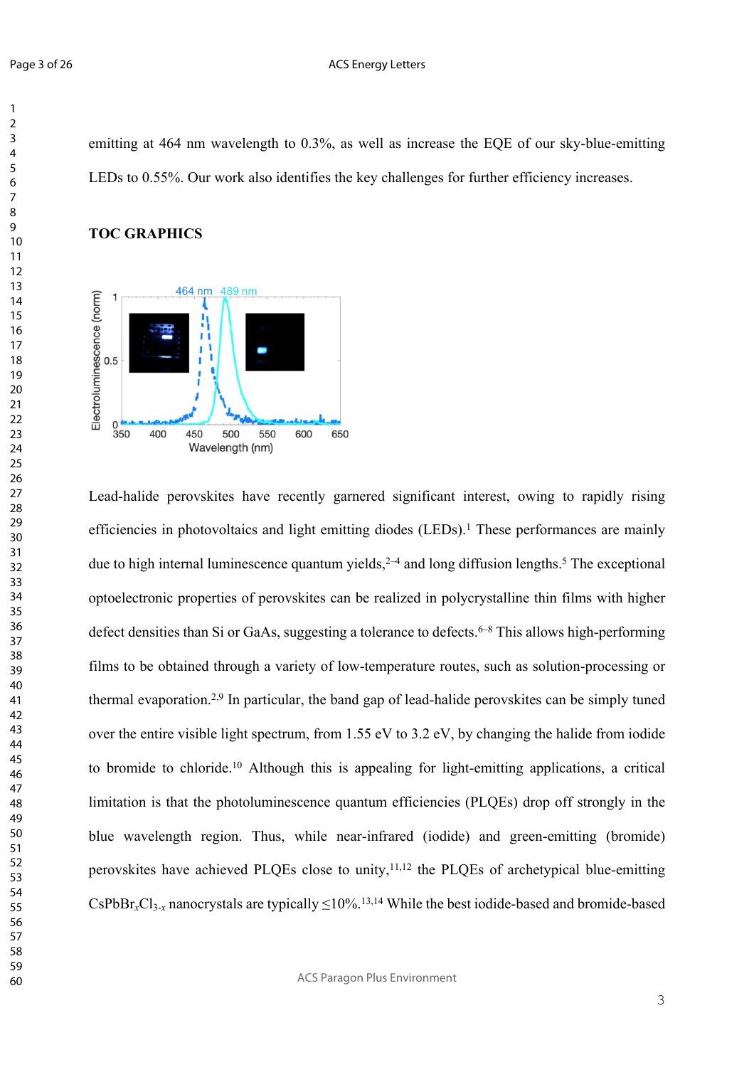emitting at 464 nm wavelength to 0.3%, as well as increase the EQE of our sky-blue-emitting LEDs to 0.55%. Our work also identifies the key challenges for further efficiency increases.

**TOC GRAPHICS**

Lead-halide perovskites have recently garnered significant interest, owing to rapidly rising efficiencies in photovoltaics and light emitting diodes (LEDs).[1] These performances are mainly due to high internal luminescence quantum yields,[2–4] and long diffusion lengths.[5] The exceptional optoelectronic properties of perovskites can be realized in polycrystalline thin films with higher defect densities than Si or GaAs, suggesting a tolerance to defects.[6–8] This allows high-performing films to be obtained through a variety of low-temperature routes, such as solution-processing or thermal evaporation.[2,9] In particular, the band gap of lead-halide perovskites can be simply tuned over the entire visible light spectrum, from 1.55 eV to 3.2 eV, by changing the halide from iodide to bromide to chloride.[10] Although this is appealing for light-emitting applications, a critical limitation is that the photoluminescence quantum efficiencies (PLQEs) drop off strongly in the blue wavelength region. Thus, while near-infrared (iodide) and green-emitting (bromide) perovskites have achieved PLQEs close to unity,[11,12] the PLQEs of archetypical blue-emitting $CsPbBr_xCl_{3-x}$ nanocrystals are typically ≤10%.[13,14] While the best iodide-based and bromide-based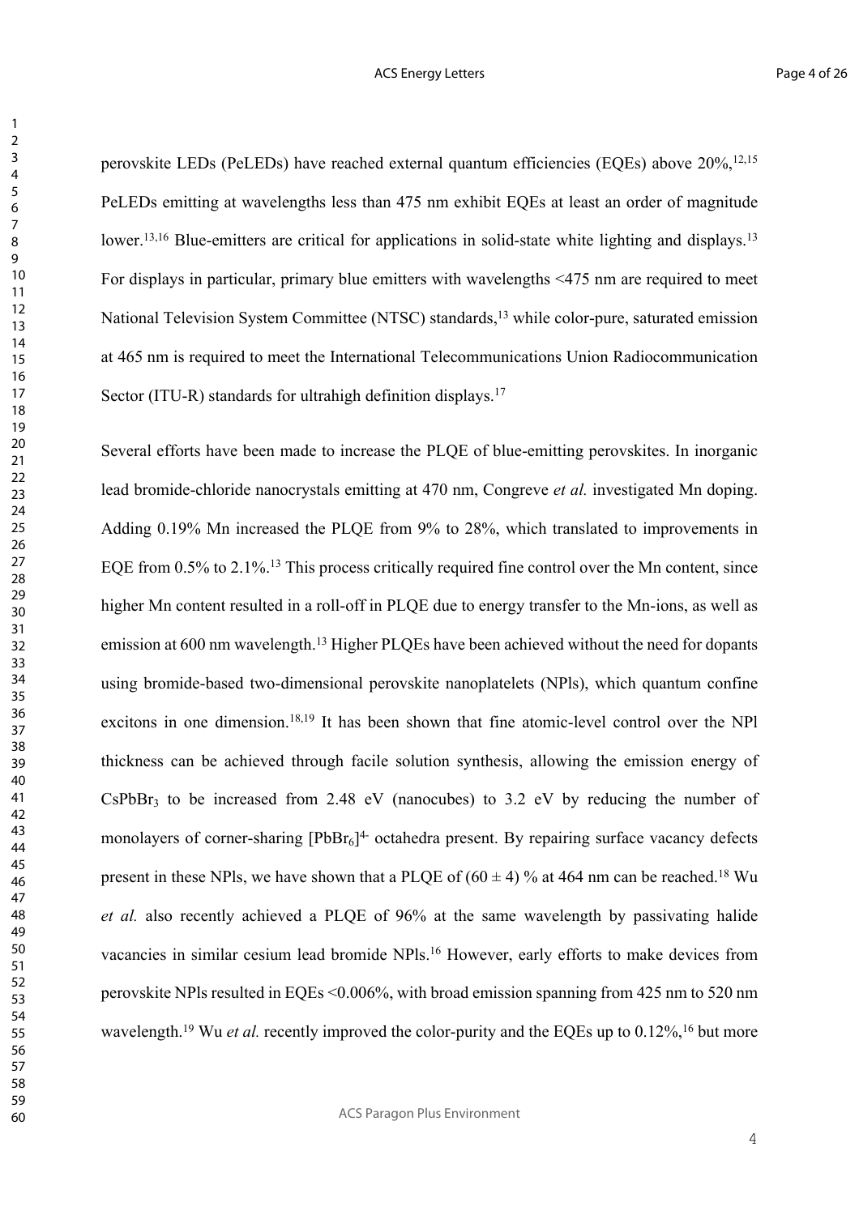perovskite LEDs (PeLEDs) have reached external quantum efficiencies (EQEs) above 20%,[12,15] PeLEDs emitting at wavelengths less than 475 nm exhibit EQEs at least an order of magnitude lower.[13,16] Blue-emitters are critical for applications in solid-state white lighting and displays.[13] For displays in particular, primary blue emitters with wavelengths <475 nm are required to meet National Television System Committee (NTSC) standards,[13] while color-pure, saturated emission at 465 nm is required to meet the International Telecommunications Union Radiocommunication Sector (ITU-R) standards for ultrahigh definition displays.[17]

Several efforts have been made to increase the PLQE of blue-emitting perovskites. In inorganic lead bromide-chloride nanocrystals emitting at 470 nm, Congreve *et al.* investigated Mn doping. Adding 0.19% Mn increased the PLQE from 9% to 28%, which translated to improvements in EQE from 0.5% to 2.1%.[13] This process critically required fine control over the Mn content, since higher Mn content resulted in a roll-off in PLQE due to energy transfer to the Mn-ions, as well as emission at 600 nm wavelength.[13] Higher PLQEs have been achieved without the need for dopants using bromide-based two-dimensional perovskite nanoplatelets (NPls), which quantum confine excitons in one dimension.[18,19] It has been shown that fine atomic-level control over the NPl thickness can be achieved through facile solution synthesis, allowing the emission energy of $CsPbBr_3$ to be increased from 2.48 eV (nanocubes) to 3.2 eV by reducing the number of monolayers of corner-sharing $[PbBr_6]^{4-}$ octahedra present. By repairing surface vacancy defects present in these NPls, we have shown that a PLQE of (60 ± 4) % at 464 nm can be reached.[18] Wu *et al.* also recently achieved a PLQE of 96% at the same wavelength by passivating halide vacancies in similar cesium lead bromide NPls.[16] However, early efforts to make devices from perovskite NPls resulted in EQEs <0.006%, with broad emission spanning from 425 nm to 520 nm wavelength.[19] Wu *et al.* recently improved the color-purity and the EQEs up to 0.12%,[16] but more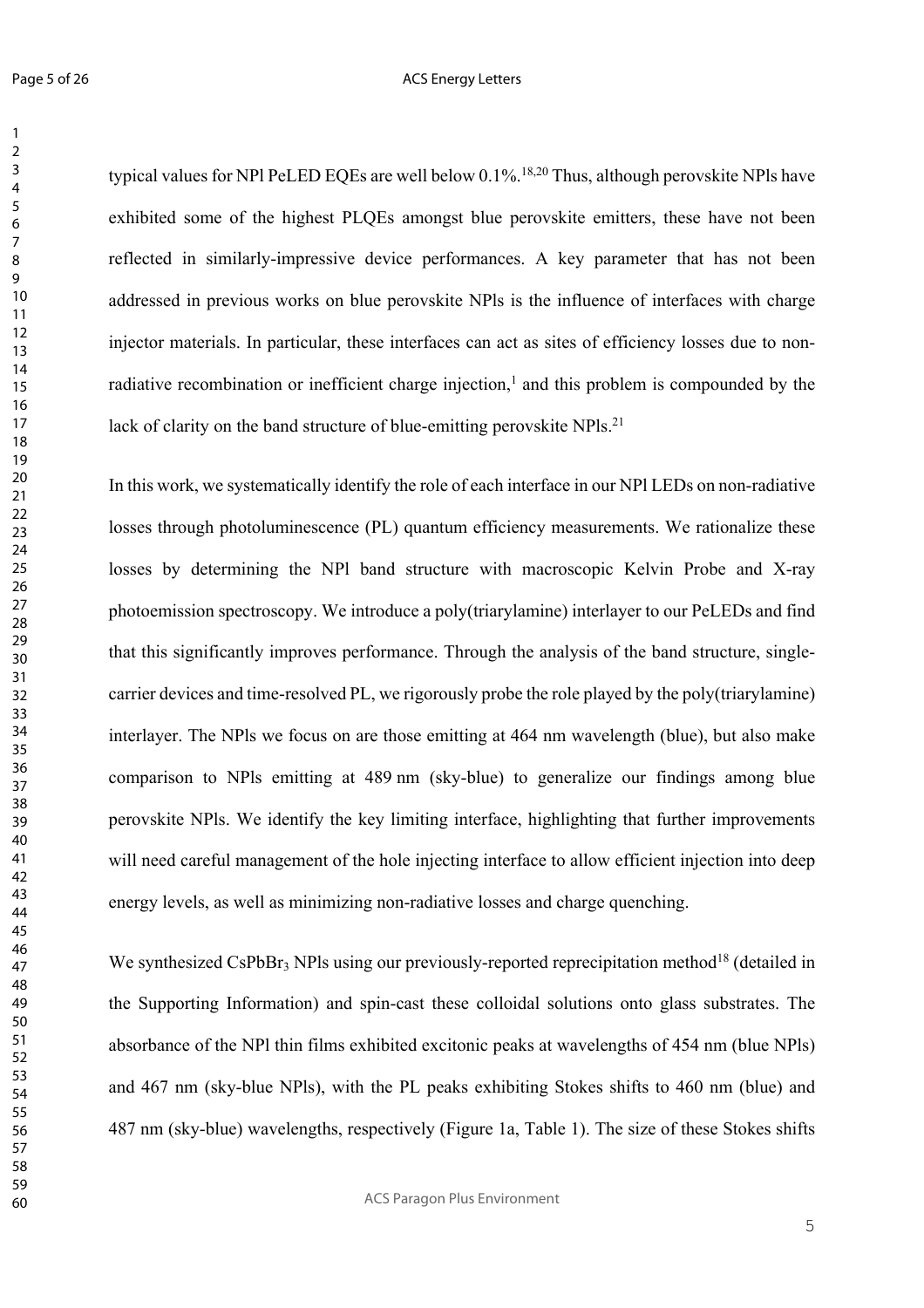typical values for NPl PeLED EQEs are well below 0.1%.[18,20] Thus, although perovskite NPls have exhibited some of the highest PLQEs amongst blue perovskite emitters, these have not been reflected in similarly-impressive device performances. A key parameter that has not been addressed in previous works on blue perovskite NPls is the influence of interfaces with charge injector materials. In particular, these interfaces can act as sites of efficiency losses due to non-radiative recombination or inefficient charge injection,[1] and this problem is compounded by the lack of clarity on the band structure of blue-emitting perovskite NPls.[21]

In this work, we systematically identify the role of each interface in our NPl LEDs on non-radiative losses through photoluminescence (PL) quantum efficiency measurements. We rationalize these losses by determining the NPl band structure with macroscopic Kelvin Probe and X-ray photoemission spectroscopy. We introduce a poly(triarylamine) interlayer to our PeLEDs and find that this significantly improves performance. Through the analysis of the band structure, single-carrier devices and time-resolved PL, we rigorously probe the role played by the poly(triarylamine) interlayer. The NPls we focus on are those emitting at 464 nm wavelength (blue), but also make comparison to NPls emitting at 489 nm (sky-blue) to generalize our findings among blue perovskite NPls. We identify the key limiting interface, highlighting that further improvements will need careful management of the hole injecting interface to allow efficient injection into deep energy levels, as well as minimizing non-radiative losses and charge quenching.

We synthesized $CsPbBr_3$ NPls using our previously-reported reprecipitation method[18] (detailed in the Supporting Information) and spin-cast these colloidal solutions onto glass substrates. The absorbance of the NPl thin films exhibited excitonic peaks at wavelengths of 454 nm (blue NPls) and 467 nm (sky-blue NPls), with the PL peaks exhibiting Stokes shifts to 460 nm (blue) and 487 nm (sky-blue) wavelengths, respectively (Figure 1a, Table 1). The size of these Stokes shifts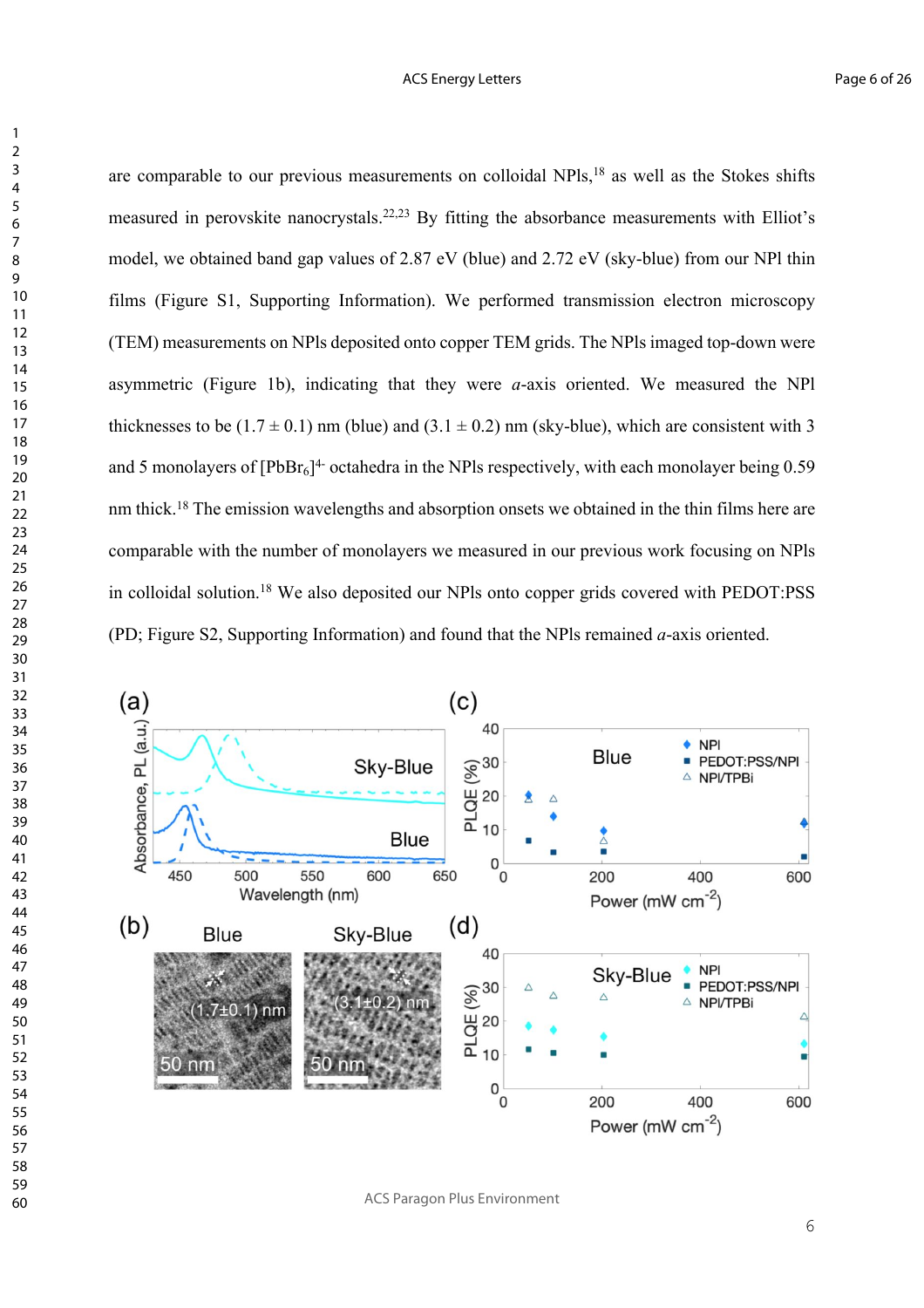are comparable to our previous measurements on colloidal NPls,[18] as well as the Stokes shifts measured in perovskite nanocrystals.[22,23] By fitting the absorbance measurements with Elliot's model, we obtained band gap values of 2.87 eV (blue) and 2.72 eV (sky-blue) from our NPl thin films (Figure S1, Supporting Information). We performed transmission electron microscopy (TEM) measurements on NPls deposited onto copper TEM grids. The NPls imaged top-down were asymmetric (Figure 1b), indicating that they were *a*-axis oriented. We measured the NPl thicknesses to be (1.7 ± 0.1) nm (blue) and (3.1 ± 0.2) nm (sky-blue), which are consistent with 3 and 5 monolayers of $[PbBr_6]^{4-}$ octahedra in the NPls respectively, with each monolayer being 0.59 nm thick.[18] The emission wavelengths and absorption onsets we obtained in the thin films here are comparable with the number of monolayers we measured in our previous work focusing on NPls in colloidal solution.[18] We also deposited our NPls onto copper grids covered with PEDOT:PSS (PD; Figure S2, Supporting Information) and found that the NPls remained *a*-axis oriented.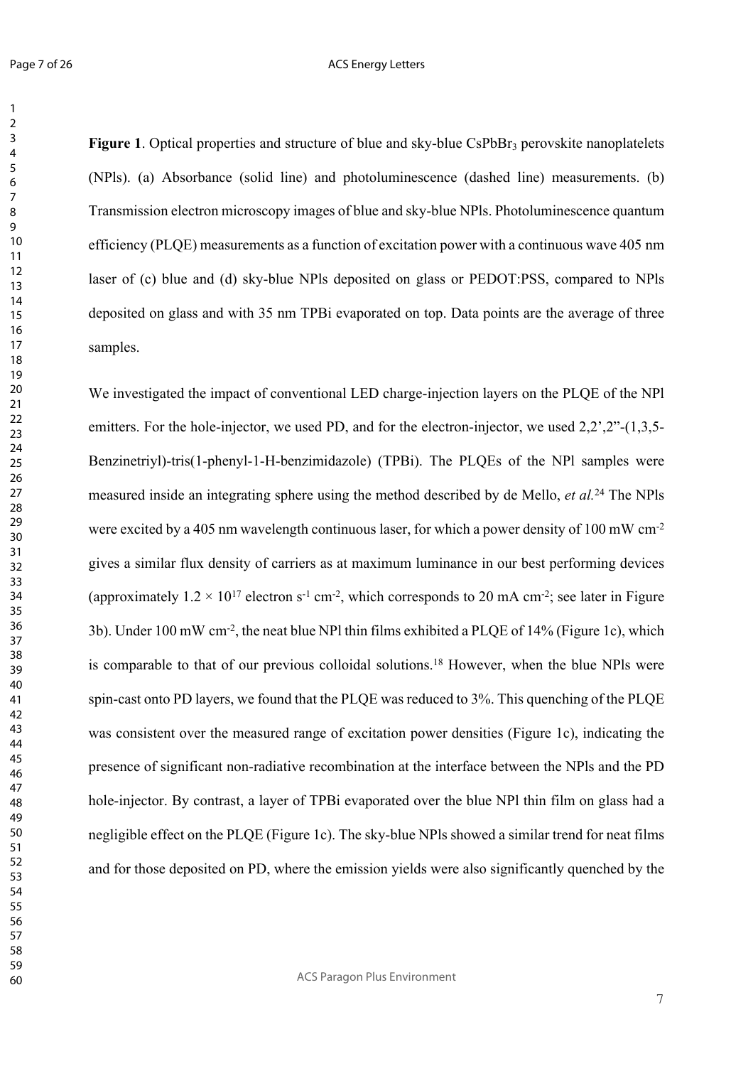**Figure 1**. Optical properties and structure of blue and sky-blue $CsPbBr_3$ perovskite nanoplatelets (NPls). (a) Absorbance (solid line) and photoluminescence (dashed line) measurements. (b) Transmission electron microscopy images of blue and sky-blue NPls. Photoluminescence quantum efficiency (PLQE) measurements as a function of excitation power with a continuous wave 405 nm laser of (c) blue and (d) sky-blue NPls deposited on glass or PEDOT:PSS, compared to NPls deposited on glass and with 35 nm TPBi evaporated on top. Data points are the average of three samples.

We investigated the impact of conventional LED charge-injection layers on the PLQE of the NPl emitters. For the hole-injector, we used PD, and for the electron-injector, we used 2,2',2"-(1,3,5-Benzinetriyl)-tris(1-phenyl-1-H-benzimidazole) (TPBi). The PLQEs of the NPl samples were measured inside an integrating sphere using the method described by de Mello, *et al.*[24] The NPls were excited by a 405 nm wavelength continuous laser, for which a power density of 100 mW $cm^{-2}$ gives a similar flux density of carriers as at maximum luminance in our best performing devices (approximately $1.2 \times 10^{17}$ electron $s^{-1}$ $cm^{-2}$, which corresponds to 20 mA $cm^{-2}$; see later in Figure 3b). Under 100 mW $cm^{-2}$, the neat blue NPl thin films exhibited a PLQE of 14% (Figure 1c), which is comparable to that of our previous colloidal solutions.[18] However, when the blue NPls were spin-cast onto PD layers, we found that the PLQE was reduced to 3%. This quenching of the PLQE was consistent over the measured range of excitation power densities (Figure 1c), indicating the presence of significant non-radiative recombination at the interface between the NPls and the PD hole-injector. By contrast, a layer of TPBi evaporated over the blue NPl thin film on glass had a negligible effect on the PLQE (Figure 1c). The sky-blue NPls showed a similar trend for neat films and for those deposited on PD, where the emission yields were also significantly quenched by the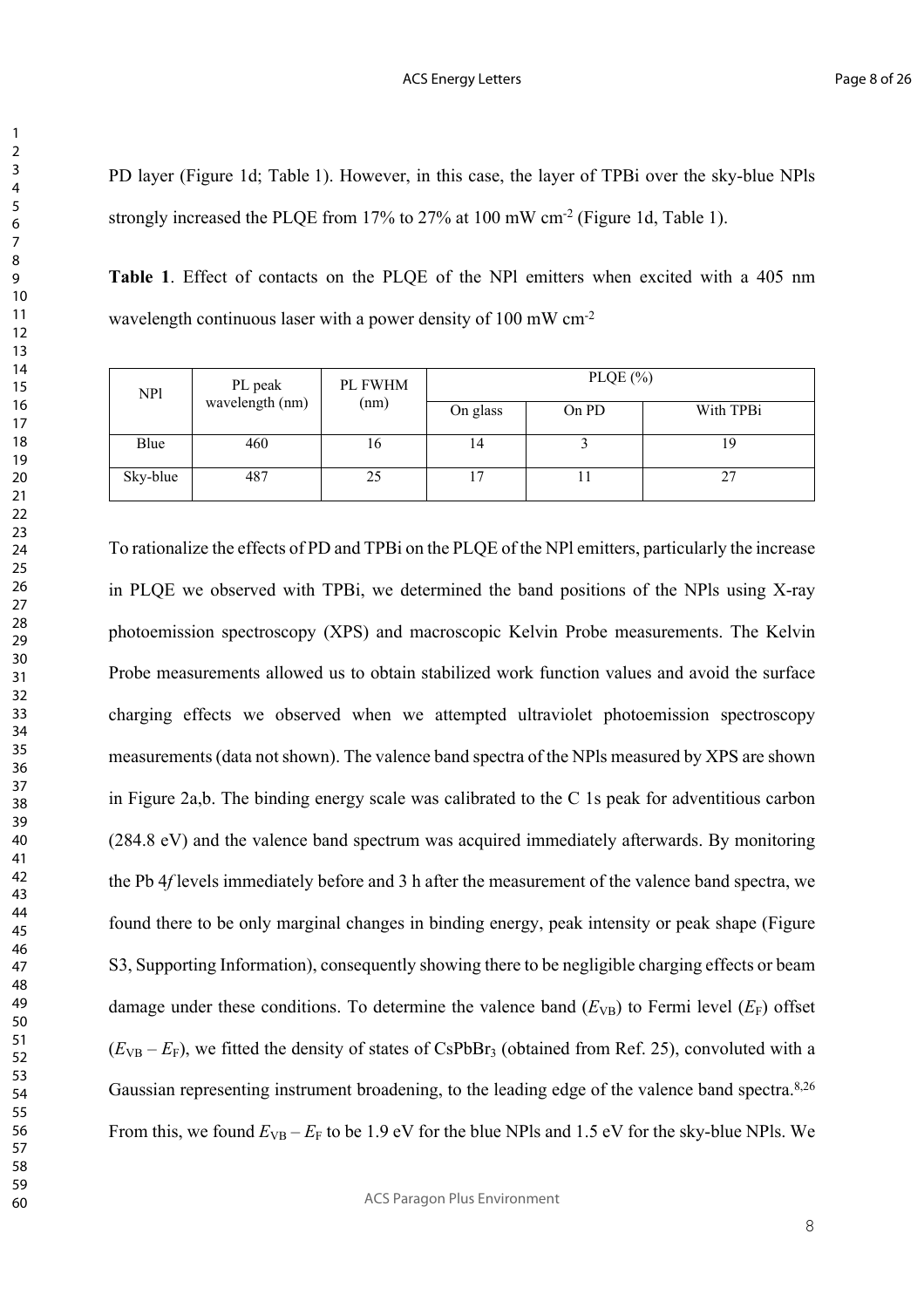PD layer (Figure 1d; Table 1). However, in this case, the layer of TPBi over the sky-blue NPls strongly increased the PLQE from 17% to 27% at 100 mW cm$^{-2}$ (Figure 1d, Table 1).

**Table 1**. Effect of contacts on the PLQE of the NPl emitters when excited with a 405 nm wavelength continuous laser with a power density of 100 mW cm$^{-2}$

| NPl | PL peak wavelength (nm) | PL FWHM (nm) | PLQE (%) | | |
|---|---|---|---|---|---|
| | | | On glass | On PD | With TPBi |
| Blue | 460 | 16 | 14 | 3 | 19 |
| Sky-blue | 487 | 25 | 17 | 11 | 27 |

To rationalize the effects of PD and TPBi on the PLQE of the NPl emitters, particularly the increase in PLQE we observed with TPBi, we determined the band positions of the NPls using X-ray photoemission spectroscopy (XPS) and macroscopic Kelvin Probe measurements. The Kelvin Probe measurements allowed us to obtain stabilized work function values and avoid the surface charging effects we observed when we attempted ultraviolet photoemission spectroscopy measurements (data not shown). The valence band spectra of the NPls measured by XPS are shown in Figure 2a,b. The binding energy scale was calibrated to the C 1s peak for adventitious carbon (284.8 eV) and the valence band spectrum was acquired immediately afterwards. By monitoring the Pb 4*f* levels immediately before and 3 h after the measurement of the valence band spectra, we found there to be only marginal changes in binding energy, peak intensity or peak shape (Figure S3, Supporting Information), consequently showing there to be negligible charging effects or beam damage under these conditions. To determine the valence band ($E_{VB}$) to Fermi level ($E_F$) offset ($E_{VB} - E_F$), we fitted the density of states of $CsPbBr_3$ (obtained from Ref. 25), convoluted with a Gaussian representing instrument broadening, to the leading edge of the valence band spectra.[8,26] From this, we found $E_{VB} - E_F$ to be 1.9 eV for the blue NPls and 1.5 eV for the sky-blue NPls. We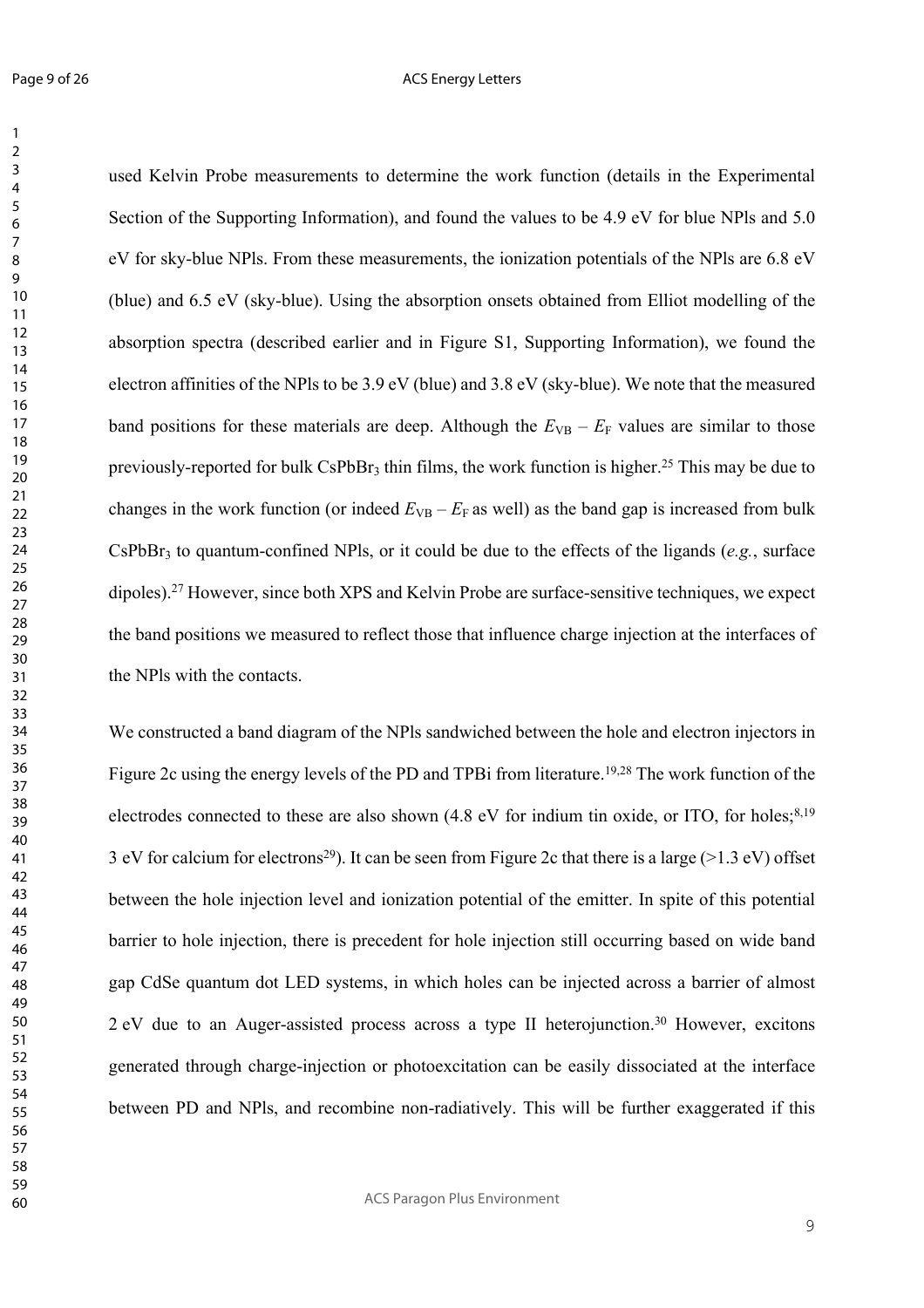used Kelvin Probe measurements to determine the work function (details in the Experimental Section of the Supporting Information), and found the values to be 4.9 eV for blue NPls and 5.0 eV for sky-blue NPls. From these measurements, the ionization potentials of the NPls are 6.8 eV (blue) and 6.5 eV (sky-blue). Using the absorption onsets obtained from Elliot modelling of the absorption spectra (described earlier and in Figure S1, Supporting Information), we found the electron affinities of the NPls to be 3.9 eV (blue) and 3.8 eV (sky-blue). We note that the measured band positions for these materials are deep. Although the $E_{VB} – E_F$ values are similar to those previously-reported for bulk $CsPbBr_3$ thin films, the work function is higher.[25] This may be due to changes in the work function (or indeed $E_{VB} – E_F$ as well) as the band gap is increased from bulk $CsPbBr_3$ to quantum-confined NPls, or it could be due to the effects of the ligands (*e.g.*, surface dipoles).[27] However, since both XPS and Kelvin Probe are surface-sensitive techniques, we expect the band positions we measured to reflect those that influence charge injection at the interfaces of the NPls with the contacts.

We constructed a band diagram of the NPls sandwiched between the hole and electron injectors in Figure 2c using the energy levels of the PD and TPBi from literature.[19,28] The work function of the electrodes connected to these are also shown (4.8 eV for indium tin oxide, or ITO, for holes;[8,19] 3 eV for calcium for electrons[29]). It can be seen from Figure 2c that there is a large (>1.3 eV) offset between the hole injection level and ionization potential of the emitter. In spite of this potential barrier to hole injection, there is precedent for hole injection still occurring based on wide band gap CdSe quantum dot LED systems, in which holes can be injected across a barrier of almost 2 eV due to an Auger-assisted process across a type II heterojunction.[30] However, excitons generated through charge-injection or photoexcitation can be easily dissociated at the interface between PD and NPls, and recombine non-radiatively. This will be further exaggerated if this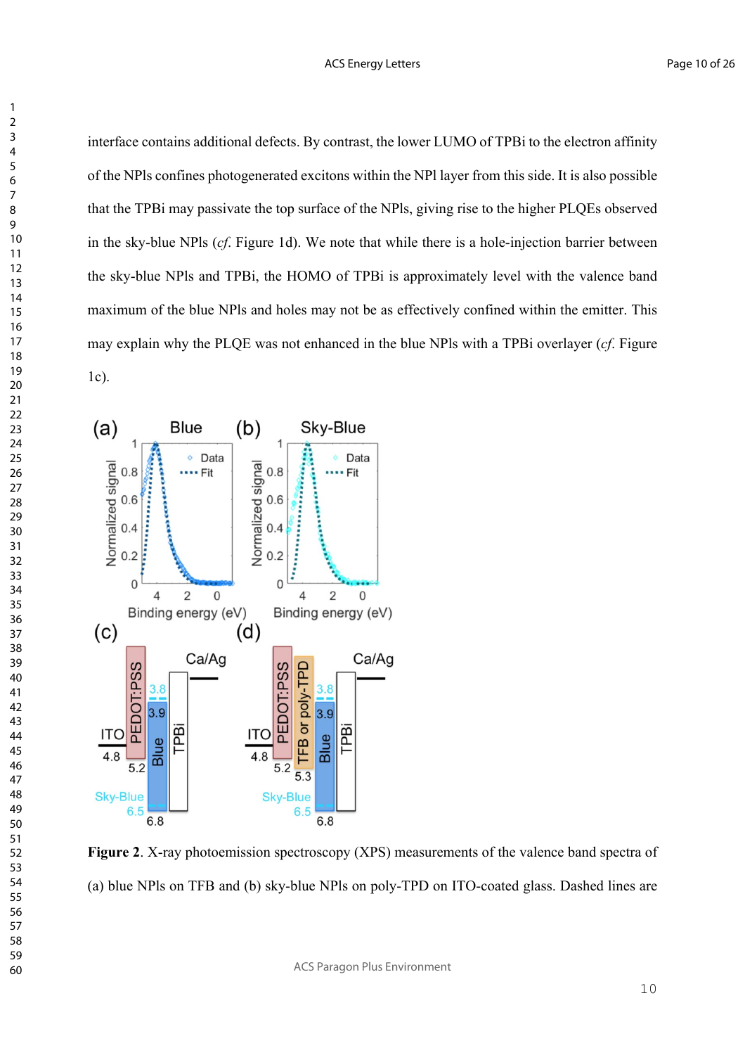interface contains additional defects. By contrast, the lower LUMO of TPBi to the electron affinity of the NPls confines photogenerated excitons within the NPl layer from this side. It is also possible that the TPBi may passivate the top surface of the NPls, giving rise to the higher PLQEs observed in the sky-blue NPls (*cf.* Figure 1d). We note that while there is a hole-injection barrier between the sky-blue NPls and TPBi, the HOMO of TPBi is approximately level with the valence band maximum of the blue NPls and holes may not be as effectively confined within the emitter. This may explain why the PLQE was not enhanced in the blue NPls with a TPBi overlayer (*cf.* Figure 1c).

**Figure 2**. X-ray photoemission spectroscopy (XPS) measurements of the valence band spectra of (a) blue NPls on TFB and (b) sky-blue NPls on poly-TPD on ITO-coated glass. Dashed lines are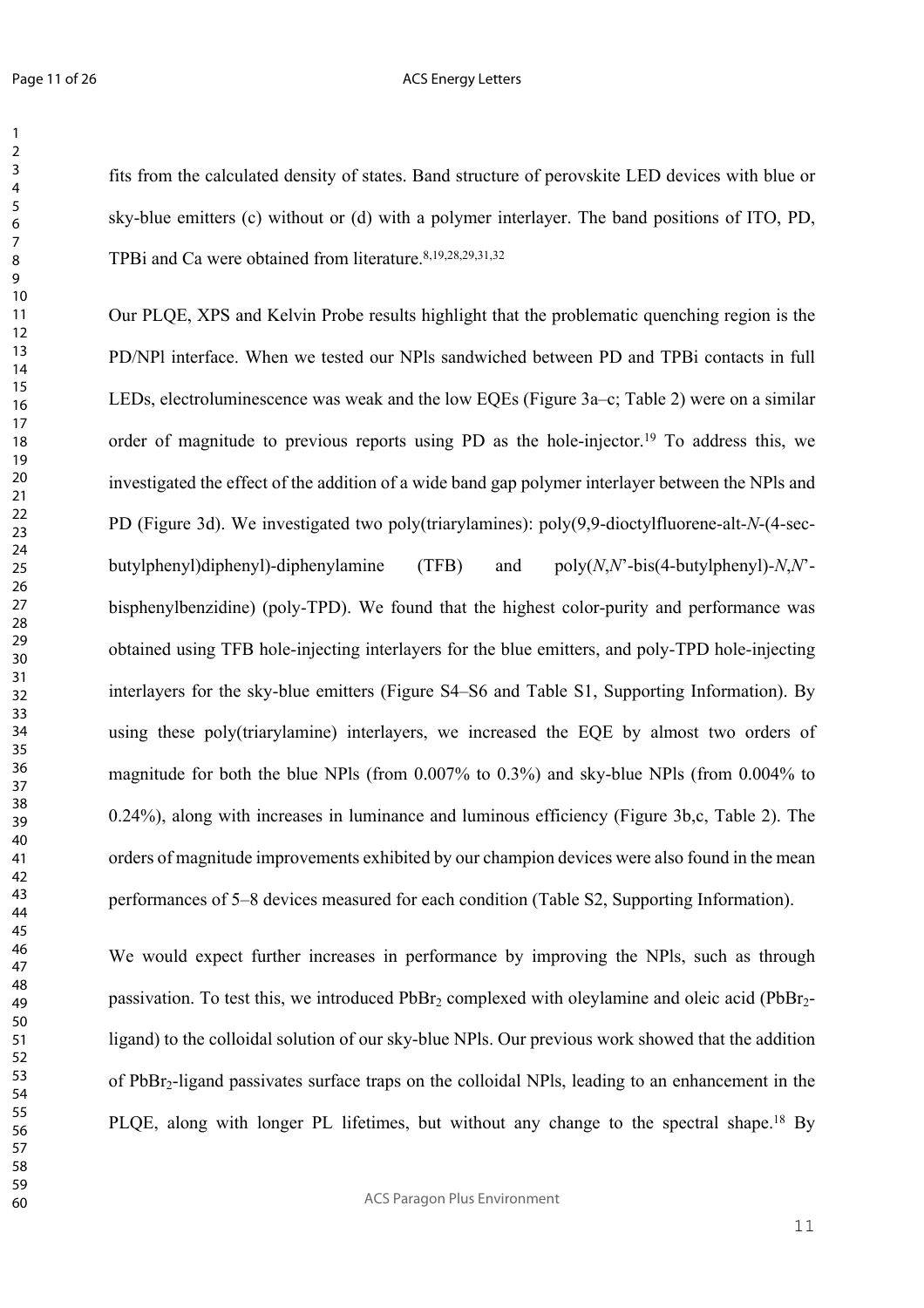fits from the calculated density of states. Band structure of perovskite LED devices with blue or sky-blue emitters (c) without or (d) with a polymer interlayer. The band positions of ITO, PD, TPBi and Ca were obtained from literature.[8,19,28,29,31,32]

Our PLQE, XPS and Kelvin Probe results highlight that the problematic quenching region is the PD/NPl interface. When we tested our NPls sandwiched between PD and TPBi contacts in full LEDs, electroluminescence was weak and the low EQEs (Figure 3a–c; Table 2) were on a similar order of magnitude to previous reports using PD as the hole-injector.[19] To address this, we investigated the effect of the addition of a wide band gap polymer interlayer between the NPls and PD (Figure 3d). We investigated two poly(triarylamines): poly(9,9-dioctylfluorene-alt-*N*-(4-sec-butylphenyl)diphenyl)-diphenylamine (TFB) and poly(*N*,*N*'-bis(4-butylphenyl)-*N*,*N*'-bisphenylbenzidine) (poly-TPD). We found that the highest color-purity and performance was obtained using TFB hole-injecting interlayers for the blue emitters, and poly-TPD hole-injecting interlayers for the sky-blue emitters (Figure S4–S6 and Table S1, Supporting Information). By using these poly(triarylamine) interlayers, we increased the EQE by almost two orders of magnitude for both the blue NPls (from 0.007% to 0.3%) and sky-blue NPls (from 0.004% to 0.24%), along with increases in luminance and luminous efficiency (Figure 3b,c, Table 2). The orders of magnitude improvements exhibited by our champion devices were also found in the mean performances of 5–8 devices measured for each condition (Table S2, Supporting Information).

We would expect further increases in performance by improving the NPls, such as through passivation. To test this, we introduced $PbBr_2$ complexed with oleylamine and oleic acid ($PbBr_2$-ligand) to the colloidal solution of our sky-blue NPls. Our previous work showed that the addition of $PbBr_2$-ligand passivates surface traps on the colloidal NPls, leading to an enhancement in the PLQE, along with longer PL lifetimes, but without any change to the spectral shape.[18] By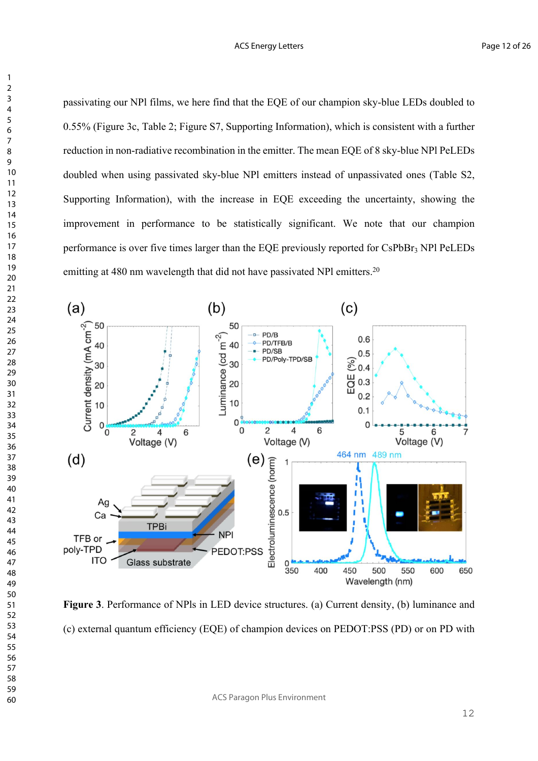passivating our NPl films, we here find that the EQE of our champion sky-blue LEDs doubled to 0.55% (Figure 3c, Table 2; Figure S7, Supporting Information), which is consistent with a further reduction in non-radiative recombination in the emitter. The mean EQE of 8 sky-blue NPl PeLEDs doubled when using passivated sky-blue NPl emitters instead of unpassivated ones (Table S2, Supporting Information), with the increase in EQE exceeding the uncertainty, showing the improvement in performance to be statistically significant. We note that our champion performance is over five times larger than the EQE previously reported for $CsPbBr_3$ NPl PeLEDs emitting at 480 nm wavelength that did not have passivated NPl emitters.[20]

**Figure 3**. Performance of NPls in LED device structures. (a) Current density, (b) luminance and (c) external quantum efficiency (EQE) of champion devices on PEDOT:PSS (PD) or on PD with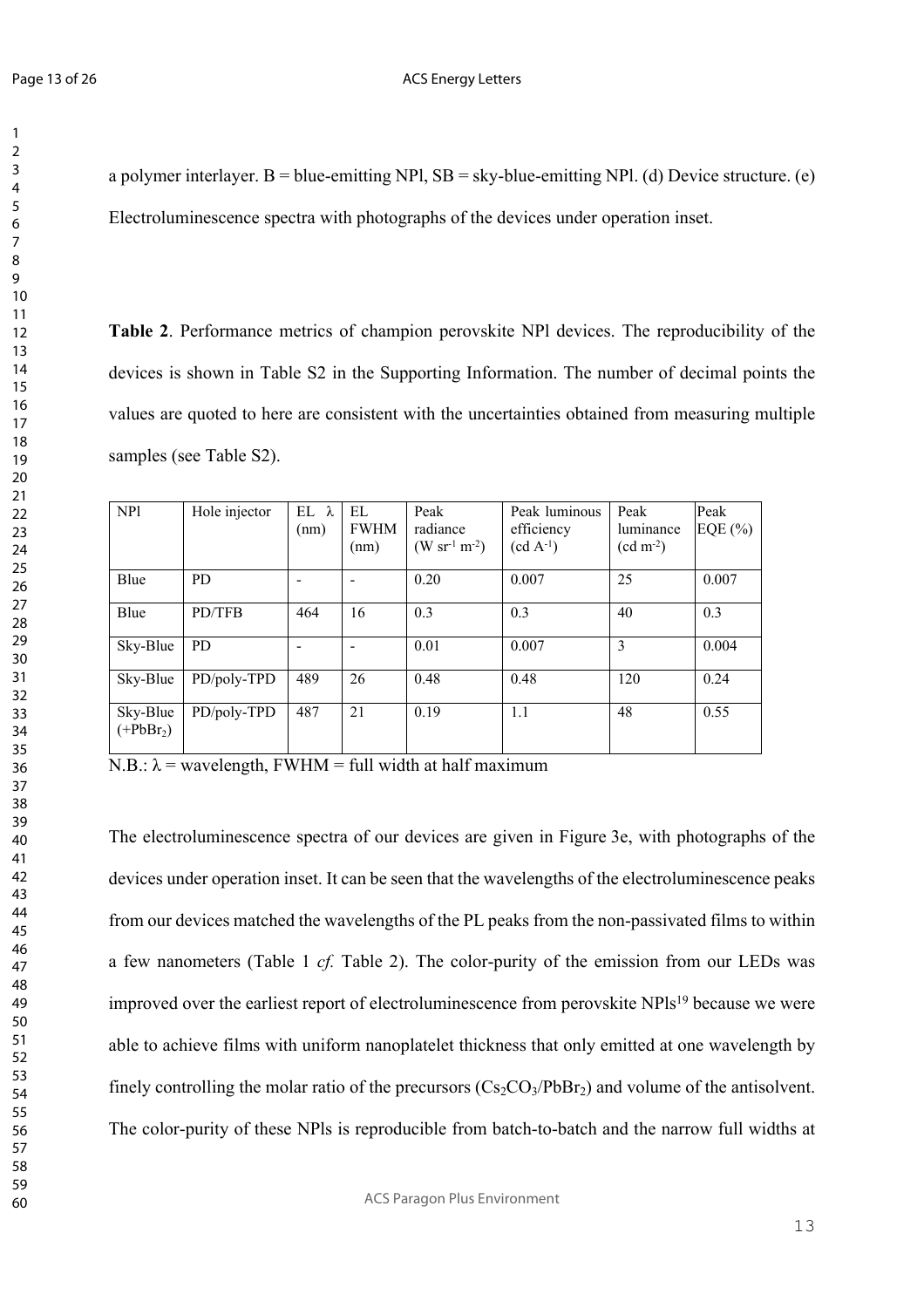a polymer interlayer. B = blue-emitting NPl, SB = sky-blue-emitting NPl. (d) Device structure. (e) Electroluminescence spectra with photographs of the devices under operation inset.

**Table 2**. Performance metrics of champion perovskite NPl devices. The reproducibility of the devices is shown in Table S2 in the Supporting Information. The number of decimal points the values are quoted to here are consistent with the uncertainties obtained from measuring multiple samples (see Table S2).

| NPl | Hole injector | EL $\lambda$ (nm) | EL FWHM (nm) | Peak radiance ($W\ sr^{-1}\ m^{-2}$) | Peak luminous efficiency ($cd\ A^{-1}$) | Peak luminance ($cd\ m^{-2}$) | Peak EQE (%) |
|---|---|---|---|---|---|---|---|
| Blue | PD | - | - | 0.20 | 0.007 | 25 | 0.007 |
| Blue | PD/TFB | 464 | 16 | 0.3 | 0.3 | 40 | 0.3 |
| Sky-Blue | PD | - | - | 0.01 | 0.007 | 3 | 0.004 |
| Sky-Blue | PD/poly-TPD | 489 | 26 | 0.48 | 0.48 | 120 | 0.24 |
| Sky-Blue (+$PbBr_2$) | PD/poly-TPD | 487 | 21 | 0.19 | 1.1 | 48 | 0.55 |

N.B.: $\lambda$ = wavelength, FWHM = full width at half maximum

The electroluminescence spectra of our devices are given in Figure 3e, with photographs of the devices under operation inset. It can be seen that the wavelengths of the electroluminescence peaks from our devices matched the wavelengths of the PL peaks from the non-passivated films to within a few nanometers (Table 1 *cf.* Table 2). The color-purity of the emission from our LEDs was improved over the earliest report of electroluminescence from perovskite NPls[19] because we were able to achieve films with uniform nanoplatelet thickness that only emitted at one wavelength by finely controlling the molar ratio of the precursors ($Cs_2CO_3$/$PbBr_2$) and volume of the antisolvent. The color-purity of these NPls is reproducible from batch-to-batch and the narrow full widths at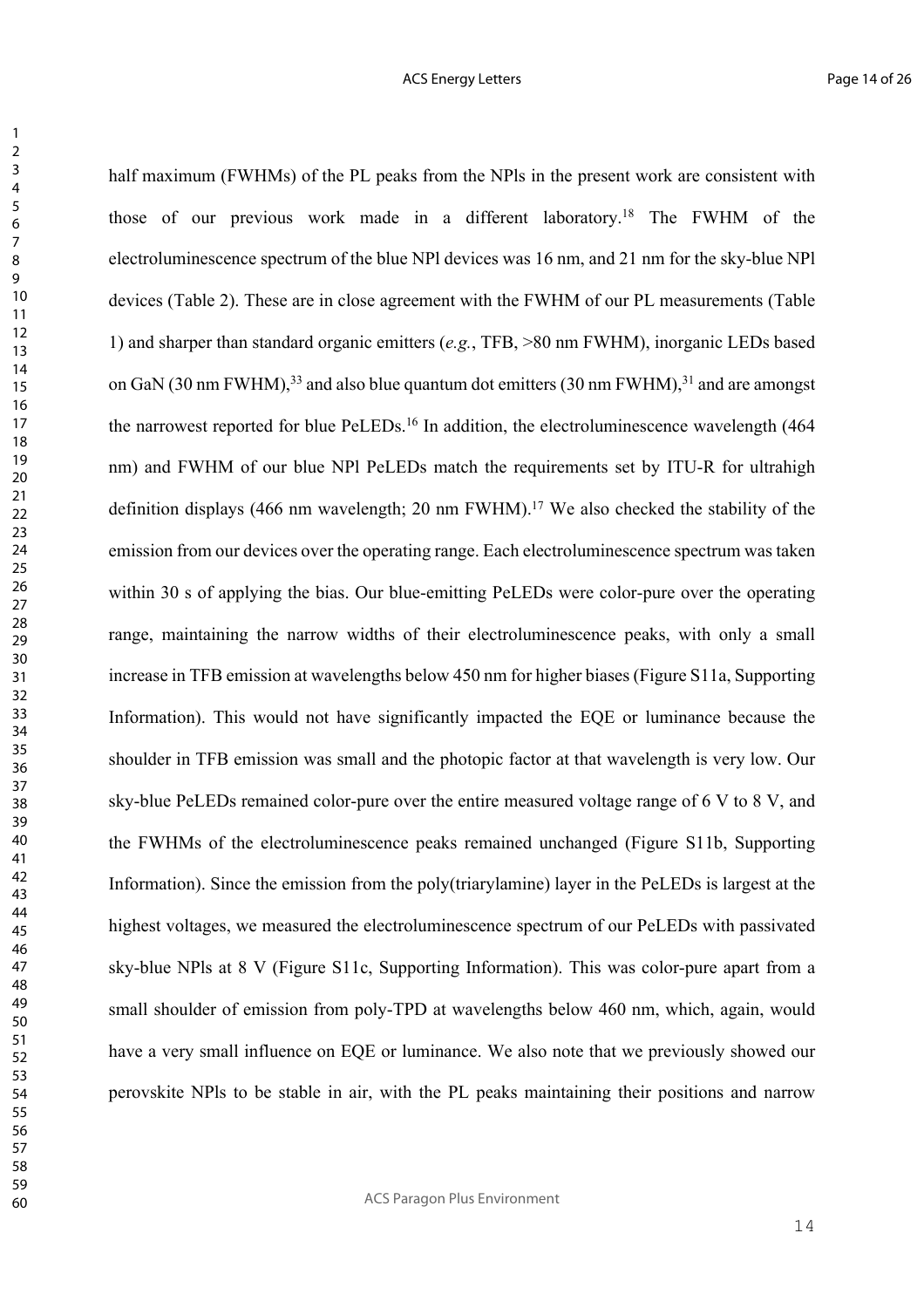half maximum (FWHMs) of the PL peaks from the NPls in the present work are consistent with those of our previous work made in a different laboratory.[18] The FWHM of the electroluminescence spectrum of the blue NPl devices was 16 nm, and 21 nm for the sky-blue NPl devices (Table 2). These are in close agreement with the FWHM of our PL measurements (Table 1) and sharper than standard organic emitters (*e.g.*, TFB, >80 nm FWHM), inorganic LEDs based on GaN (30 nm FWHM),[33] and also blue quantum dot emitters (30 nm FWHM),[31] and are amongst the narrowest reported for blue PeLEDs.[16] In addition, the electroluminescence wavelength (464 nm) and FWHM of our blue NPl PeLEDs match the requirements set by ITU-R for ultrahigh definition displays (466 nm wavelength; 20 nm FWHM).[17] We also checked the stability of the emission from our devices over the operating range. Each electroluminescence spectrum was taken within 30 s of applying the bias. Our blue-emitting PeLEDs were color-pure over the operating range, maintaining the narrow widths of their electroluminescence peaks, with only a small increase in TFB emission at wavelengths below 450 nm for higher biases (Figure S11a, Supporting Information). This would not have significantly impacted the EQE or luminance because the shoulder in TFB emission was small and the photopic factor at that wavelength is very low. Our sky-blue PeLEDs remained color-pure over the entire measured voltage range of 6 V to 8 V, and the FWHMs of the electroluminescence peaks remained unchanged (Figure S11b, Supporting Information). Since the emission from the poly(triarylamine) layer in the PeLEDs is largest at the highest voltages, we measured the electroluminescence spectrum of our PeLEDs with passivated sky-blue NPls at 8 V (Figure S11c, Supporting Information). This was color-pure apart from a small shoulder of emission from poly-TPD at wavelengths below 460 nm, which, again, would have a very small influence on EQE or luminance. We also note that we previously showed our perovskite NPls to be stable in air, with the PL peaks maintaining their positions and narrow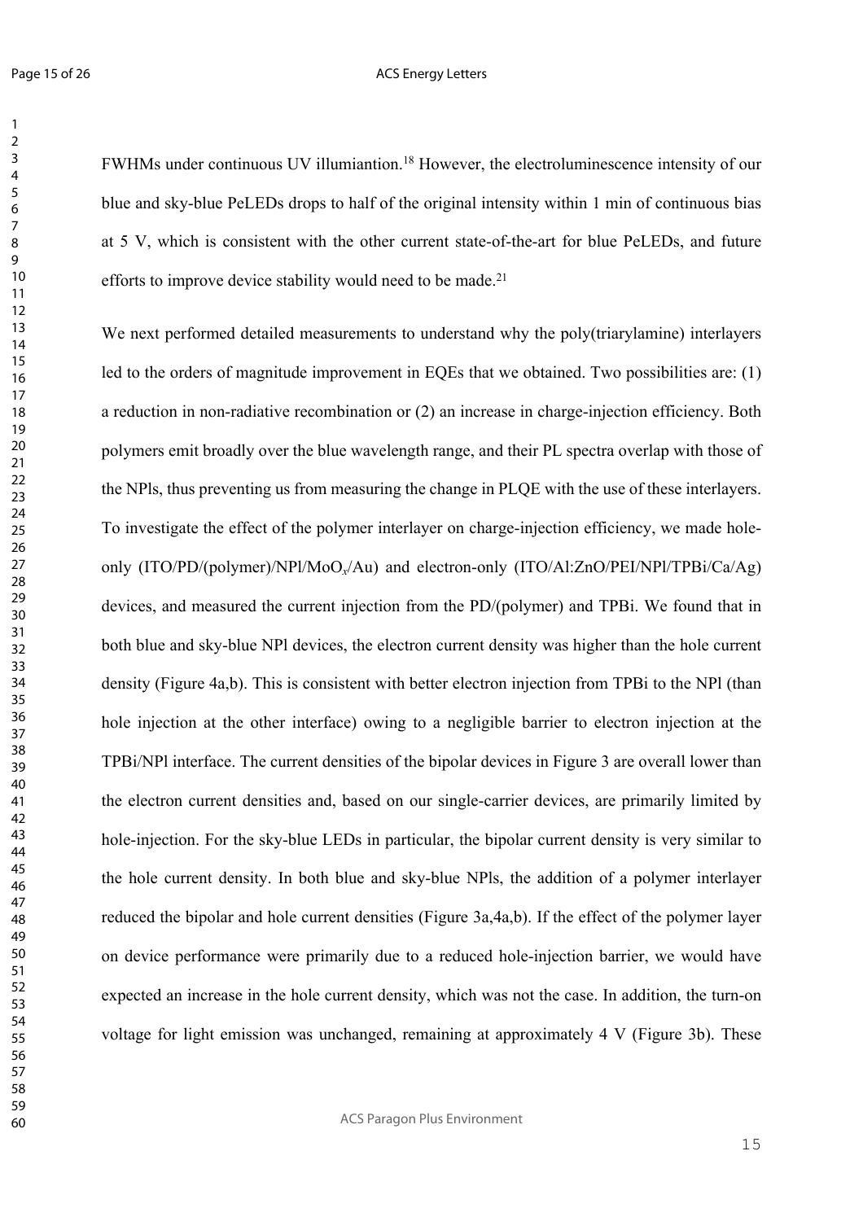FWHMs under continuous UV illumiantion.[18] However, the electroluminescence intensity of our blue and sky-blue PeLEDs drops to half of the original intensity within 1 min of continuous bias at 5 V, which is consistent with the other current state-of-the-art for blue PeLEDs, and future efforts to improve device stability would need to be made.[21]

We next performed detailed measurements to understand why the poly(triarylamine) interlayers led to the orders of magnitude improvement in EQEs that we obtained. Two possibilities are: (1) a reduction in non-radiative recombination or (2) an increase in charge-injection efficiency. Both polymers emit broadly over the blue wavelength range, and their PL spectra overlap with those of the NPls, thus preventing us from measuring the change in PLQE with the use of these interlayers. To investigate the effect of the polymer interlayer on charge-injection efficiency, we made hole-only (ITO/PD/(polymer)/NPl/$MoO_x$/Au) and electron-only (ITO/Al:ZnO/PEI/NPl/TPBi/Ca/Ag) devices, and measured the current injection from the PD/(polymer) and TPBi. We found that in both blue and sky-blue NPl devices, the electron current density was higher than the hole current density (Figure 4a,b). This is consistent with better electron injection from TPBi to the NPl (than hole injection at the other interface) owing to a negligible barrier to electron injection at the TPBi/NPl interface. The current densities of the bipolar devices in Figure 3 are overall lower than the electron current densities and, based on our single-carrier devices, are primarily limited by hole-injection. For the sky-blue LEDs in particular, the bipolar current density is very similar to the hole current density. In both blue and sky-blue NPls, the addition of a polymer interlayer reduced the bipolar and hole current densities (Figure 3a,4a,b). If the effect of the polymer layer on device performance were primarily due to a reduced hole-injection barrier, we would have expected an increase in the hole current density, which was not the case. In addition, the turn-on voltage for light emission was unchanged, remaining at approximately 4 V (Figure 3b). These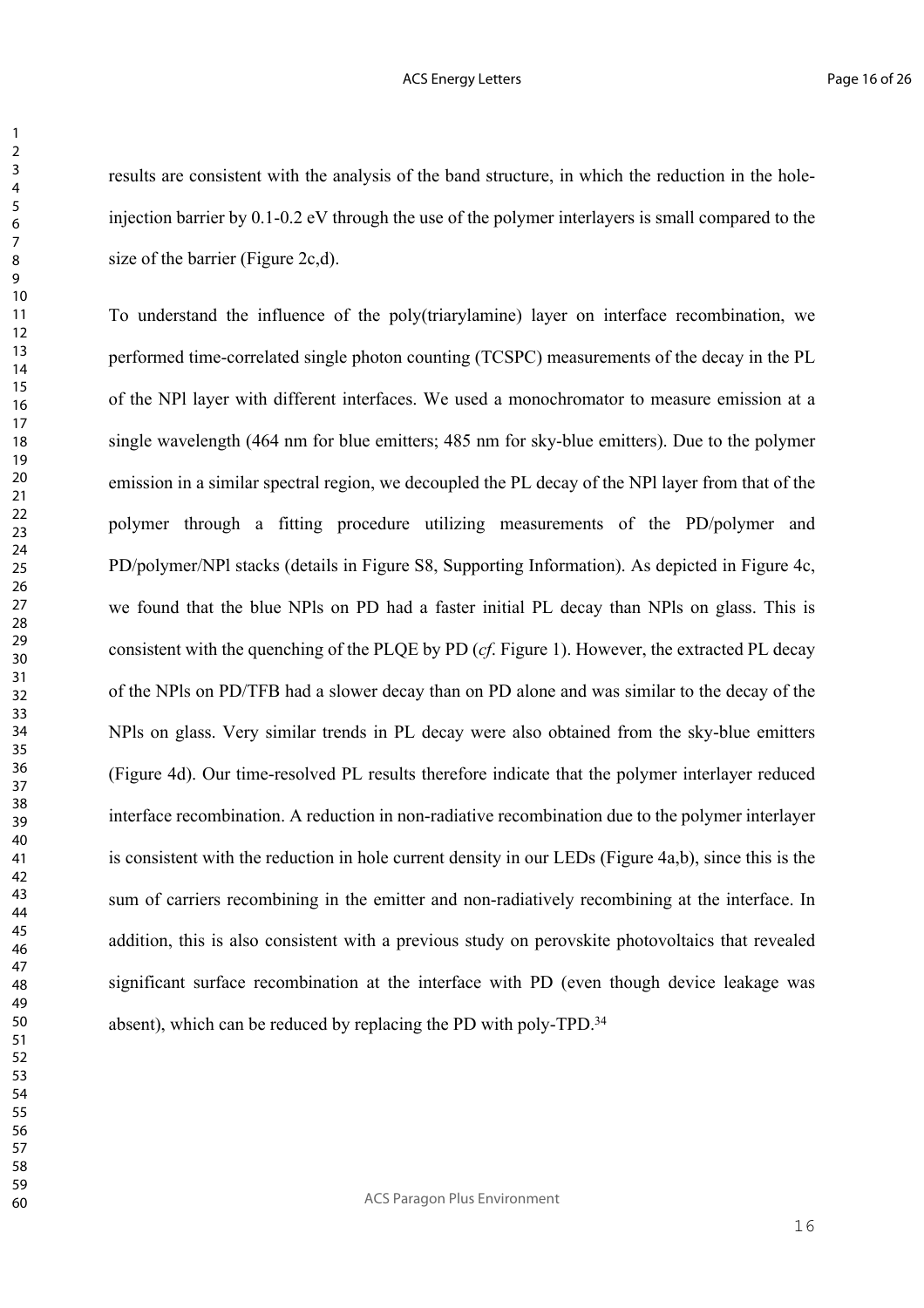results are consistent with the analysis of the band structure, in which the reduction in the hole-injection barrier by 0.1-0.2 eV through the use of the polymer interlayers is small compared to the size of the barrier (Figure 2c,d).

To understand the influence of the poly(triarylamine) layer on interface recombination, we performed time-correlated single photon counting (TCSPC) measurements of the decay in the PL of the NPl layer with different interfaces. We used a monochromator to measure emission at a single wavelength (464 nm for blue emitters; 485 nm for sky-blue emitters). Due to the polymer emission in a similar spectral region, we decoupled the PL decay of the NPl layer from that of the polymer through a fitting procedure utilizing measurements of the PD/polymer and PD/polymer/NPl stacks (details in Figure S8, Supporting Information). As depicted in Figure 4c, we found that the blue NPls on PD had a faster initial PL decay than NPls on glass. This is consistent with the quenching of the PLQE by PD (*cf*. Figure 1). However, the extracted PL decay of the NPls on PD/TFB had a slower decay than on PD alone and was similar to the decay of the NPls on glass. Very similar trends in PL decay were also obtained from the sky-blue emitters (Figure 4d). Our time-resolved PL results therefore indicate that the polymer interlayer reduced interface recombination. A reduction in non-radiative recombination due to the polymer interlayer is consistent with the reduction in hole current density in our LEDs (Figure 4a,b), since this is the sum of carriers recombining in the emitter and non-radiatively recombining at the interface. In addition, this is also consistent with a previous study on perovskite photovoltaics that revealed significant surface recombination at the interface with PD (even though device leakage was absent), which can be reduced by replacing the PD with poly-TPD.[34]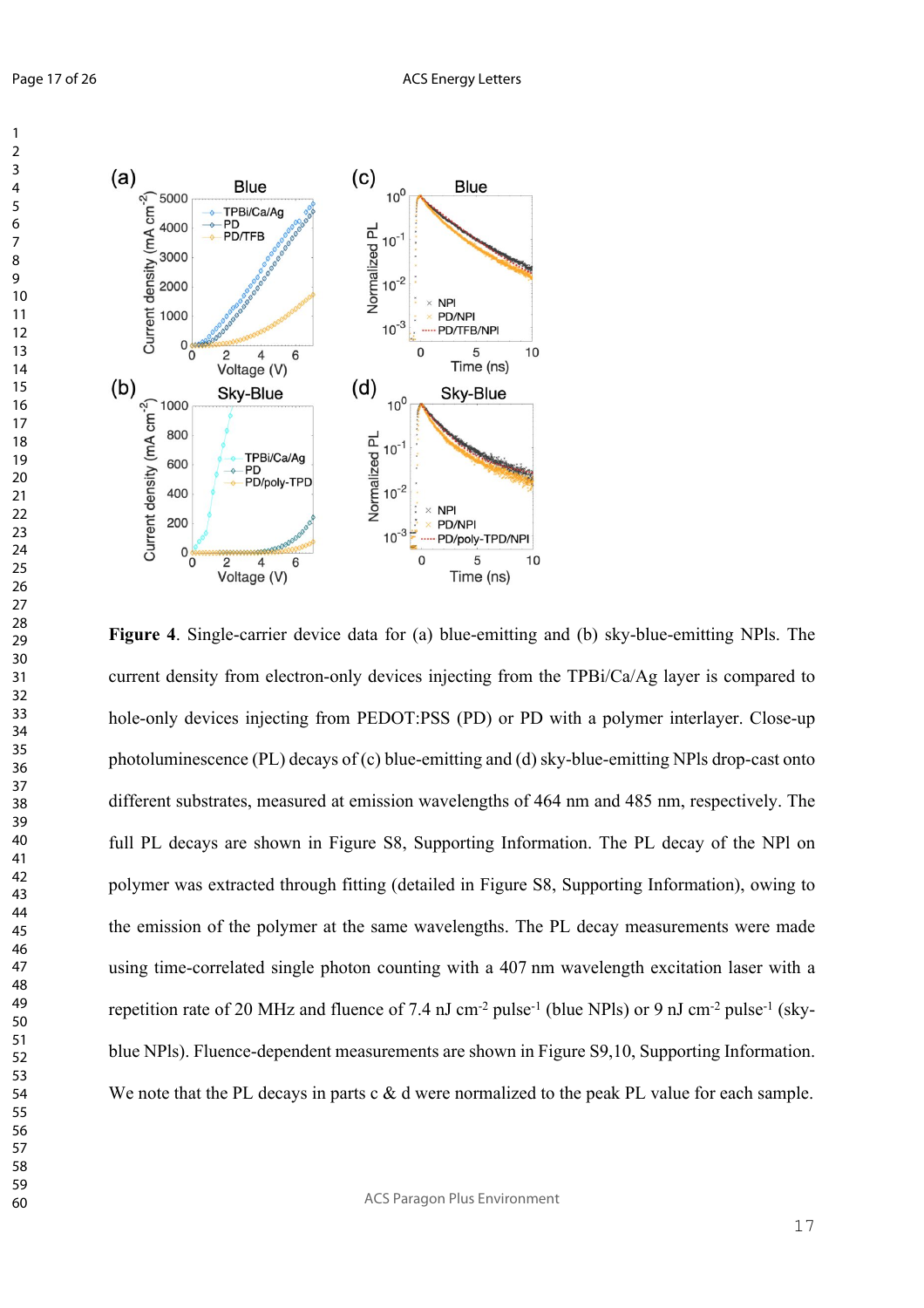**Figure 4**. Single-carrier device data for (a) blue-emitting and (b) sky-blue-emitting NPls. The current density from electron-only devices injecting from the TPBi/Ca/Ag layer is compared to hole-only devices injecting from PEDOT:PSS (PD) or PD with a polymer interlayer. Close-up photoluminescence (PL) decays of (c) blue-emitting and (d) sky-blue-emitting NPls drop-cast onto different substrates, measured at emission wavelengths of 464 nm and 485 nm, respectively. The full PL decays are shown in Figure S8, Supporting Information. The PL decay of the NPl on polymer was extracted through fitting (detailed in Figure S8, Supporting Information), owing to the emission of the polymer at the same wavelengths. The PL decay measurements were made using time-correlated single photon counting with a 407 nm wavelength excitation laser with a repetition rate of 20 MHz and fluence of 7.4 nJ cm$^{-2}$ pulse$^{-1}$ (blue NPls) or 9 nJ cm$^{-2}$ pulse$^{-1}$ (sky-blue NPls). Fluence-dependent measurements are shown in Figure S9,10, Supporting Information. We note that the PL decays in parts c & d were normalized to the peak PL value for each sample.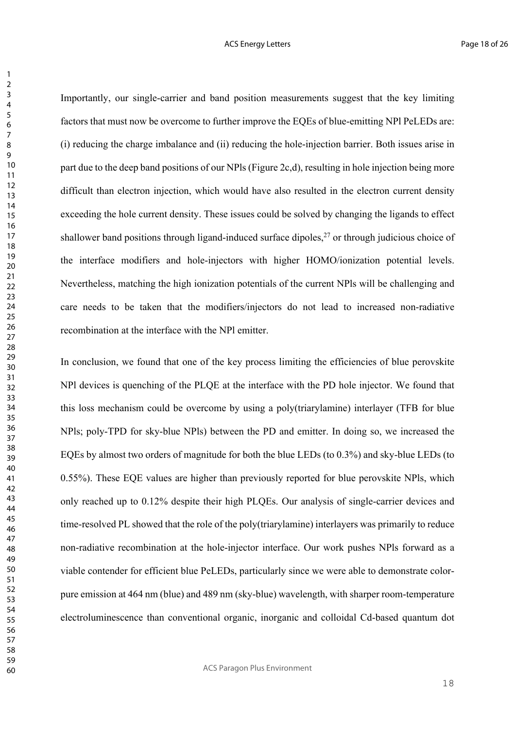Importantly, our single-carrier and band position measurements suggest that the key limiting factors that must now be overcome to further improve the EQEs of blue-emitting NPl PeLEDs are: (i) reducing the charge imbalance and (ii) reducing the hole-injection barrier. Both issues arise in part due to the deep band positions of our NPls (Figure 2c,d), resulting in hole injection being more difficult than electron injection, which would have also resulted in the electron current density exceeding the hole current density. These issues could be solved by changing the ligands to effect shallower band positions through ligand-induced surface dipoles,[27] or through judicious choice of the interface modifiers and hole-injectors with higher HOMO/ionization potential levels. Nevertheless, matching the high ionization potentials of the current NPls will be challenging and care needs to be taken that the modifiers/injectors do not lead to increased non-radiative recombination at the interface with the NPl emitter.

In conclusion, we found that one of the key process limiting the efficiencies of blue perovskite NPl devices is quenching of the PLQE at the interface with the PD hole injector. We found that this loss mechanism could be overcome by using a poly(triarylamine) interlayer (TFB for blue NPls; poly-TPD for sky-blue NPls) between the PD and emitter. In doing so, we increased the EQEs by almost two orders of magnitude for both the blue LEDs (to 0.3%) and sky-blue LEDs (to 0.55%). These EQE values are higher than previously reported for blue perovskite NPls, which only reached up to 0.12% despite their high PLQEs. Our analysis of single-carrier devices and time-resolved PL showed that the role of the poly(triarylamine) interlayers was primarily to reduce non-radiative recombination at the hole-injector interface. Our work pushes NPls forward as a viable contender for efficient blue PeLEDs, particularly since we were able to demonstrate color-pure emission at 464 nm (blue) and 489 nm (sky-blue) wavelength, with sharper room-temperature electroluminescence than conventional organic, inorganic and colloidal Cd-based quantum dot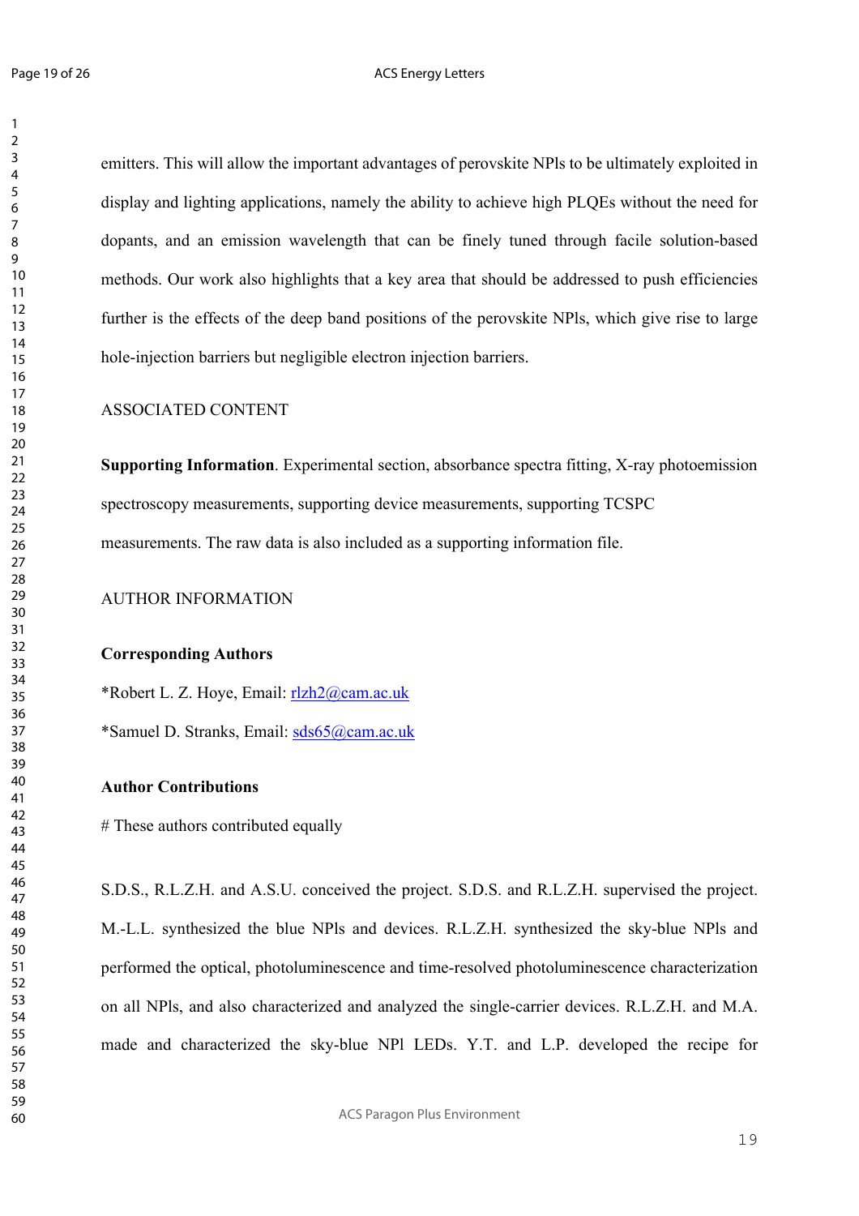emitters. This will allow the important advantages of perovskite NPls to be ultimately exploited in display and lighting applications, namely the ability to achieve high PLQEs without the need for dopants, and an emission wavelength that can be finely tuned through facile solution-based methods. Our work also highlights that a key area that should be addressed to push efficiencies further is the effects of the deep band positions of the perovskite NPls, which give rise to large hole-injection barriers but negligible electron injection barriers.

## ASSOCIATED CONTENT

**Supporting Information**. Experimental section, absorbance spectra fitting, X-ray photoemission spectroscopy measurements, supporting device measurements, supporting TCSPC measurements. The raw data is also included as a supporting information file.

## AUTHOR INFORMATION

### Corresponding Authors

*Robert L. Z. Hoye, Email: rlzh2@cam.ac.uk

*Samuel D. Stranks, Email: sds65@cam.ac.uk

### Author Contributions

# These authors contributed equally

S.D.S., R.L.Z.H. and A.S.U. conceived the project. S.D.S. and R.L.Z.H. supervised the project. M.-L.L. synthesized the blue NPls and devices. R.L.Z.H. synthesized the sky-blue NPls and performed the optical, photoluminescence and time-resolved photoluminescence characterization on all NPls, and also characterized and analyzed the single-carrier devices. R.L.Z.H. and M.A. made and characterized the sky-blue NPl LEDs. Y.T. and L.P. developed the recipe for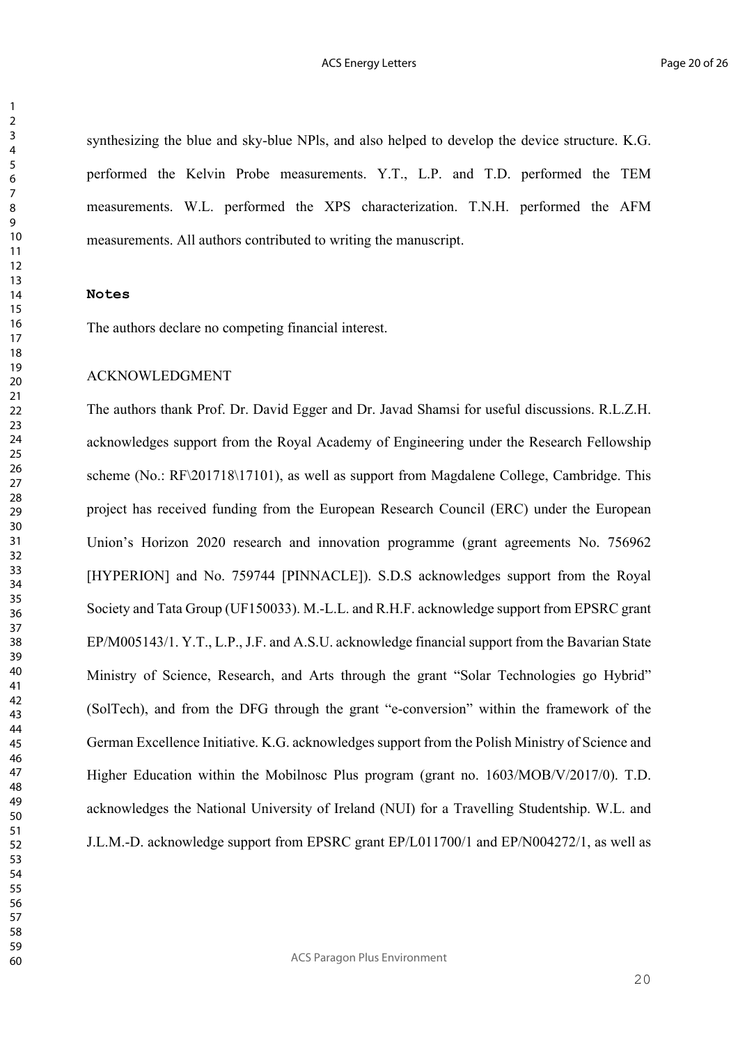synthesizing the blue and sky-blue NPls, and also helped to develop the device structure. K.G. performed the Kelvin Probe measurements. Y.T., L.P. and T.D. performed the TEM measurements. W.L. performed the XPS characterization. T.N.H. performed the AFM measurements. All authors contributed to writing the manuscript.

**Notes**

The authors declare no competing financial interest.

ACKNOWLEDGMENT

The authors thank Prof. Dr. David Egger and Dr. Javad Shamsi for useful discussions. R.L.Z.H. acknowledges support from the Royal Academy of Engineering under the Research Fellowship scheme (No.: RF\201718\17101), as well as support from Magdalene College, Cambridge. This project has received funding from the European Research Council (ERC) under the European Union's Horizon 2020 research and innovation programme (grant agreements No. 756962 [HYPERION] and No. 759744 [PINNACLE]). S.D.S acknowledges support from the Royal Society and Tata Group (UF150033). M.-L.L. and R.H.F. acknowledge support from EPSRC grant EP/M005143/1. Y.T., L.P., J.F. and A.S.U. acknowledge financial support from the Bavarian State Ministry of Science, Research, and Arts through the grant "Solar Technologies go Hybrid" (SolTech), and from the DFG through the grant "e-conversion" within the framework of the German Excellence Initiative. K.G. acknowledges support from the Polish Ministry of Science and Higher Education within the Mobilnosc Plus program (grant no. 1603/MOB/V/2017/0). T.D. acknowledges the National University of Ireland (NUI) for a Travelling Studentship. W.L. and J.L.M.-D. acknowledge support from EPSRC grant EP/L011700/1 and EP/N004272/1, as well as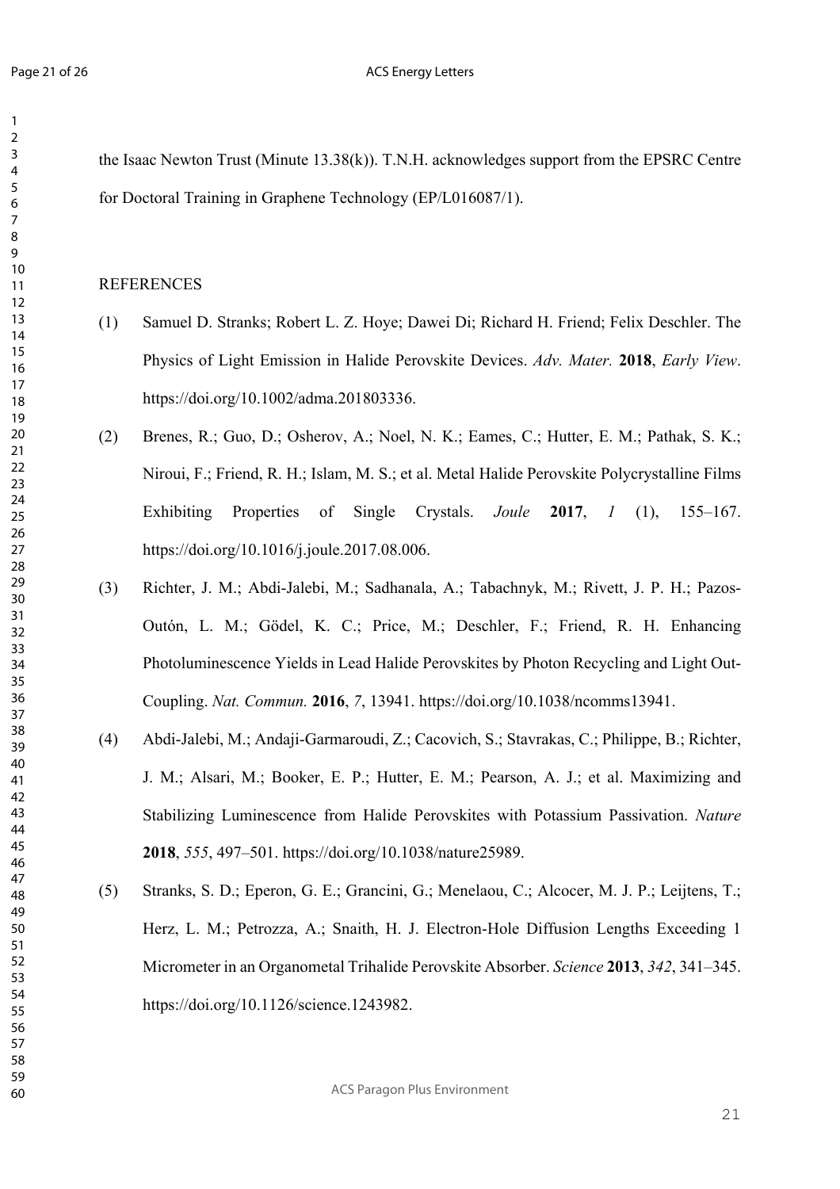the Isaac Newton Trust (Minute 13.38(k)). T.N.H. acknowledges support from the EPSRC Centre for Doctoral Training in Graphene Technology (EP/L016087/1).

## REFERENCES

(1) Samuel D. Stranks; Robert L. Z. Hoye; Dawei Di; Richard H. Friend; Felix Deschler. The Physics of Light Emission in Halide Perovskite Devices. *Adv. Mater.* **2018**, *Early View*. https://doi.org/10.1002/adma.201803336.

(2) Brenes, R.; Guo, D.; Osherov, A.; Noel, N. K.; Eames, C.; Hutter, E. M.; Pathak, S. K.; Niroui, F.; Friend, R. H.; Islam, M. S.; et al. Metal Halide Perovskite Polycrystalline Films Exhibiting Properties of Single Crystals. *Joule* **2017**, *1* (1), 155–167. https://doi.org/10.1016/j.joule.2017.08.006.

(3) Richter, J. M.; Abdi-Jalebi, M.; Sadhanala, A.; Tabachnyk, M.; Rivett, J. P. H.; Pazos-Outón, L. M.; Gödel, K. C.; Price, M.; Deschler, F.; Friend, R. H. Enhancing Photoluminescence Yields in Lead Halide Perovskites by Photon Recycling and Light Out-Coupling. *Nat. Commun.* **2016**, *7*, 13941. https://doi.org/10.1038/ncomms13941.

(4) Abdi-Jalebi, M.; Andaji-Garmaroudi, Z.; Cacovich, S.; Stavrakas, C.; Philippe, B.; Richter, J. M.; Alsari, M.; Booker, E. P.; Hutter, E. M.; Pearson, A. J.; et al. Maximizing and Stabilizing Luminescence from Halide Perovskites with Potassium Passivation. *Nature* **2018**, *555*, 497–501. https://doi.org/10.1038/nature25989.

(5) Stranks, S. D.; Eperon, G. E.; Grancini, G.; Menelaou, C.; Alcocer, M. J. P.; Leijtens, T.; Herz, L. M.; Petrozza, A.; Snaith, H. J. Electron-Hole Diffusion Lengths Exceeding 1 Micrometer in an Organometal Trihalide Perovskite Absorber. *Science* **2013**, *342*, 341–345. https://doi.org/10.1126/science.1243982.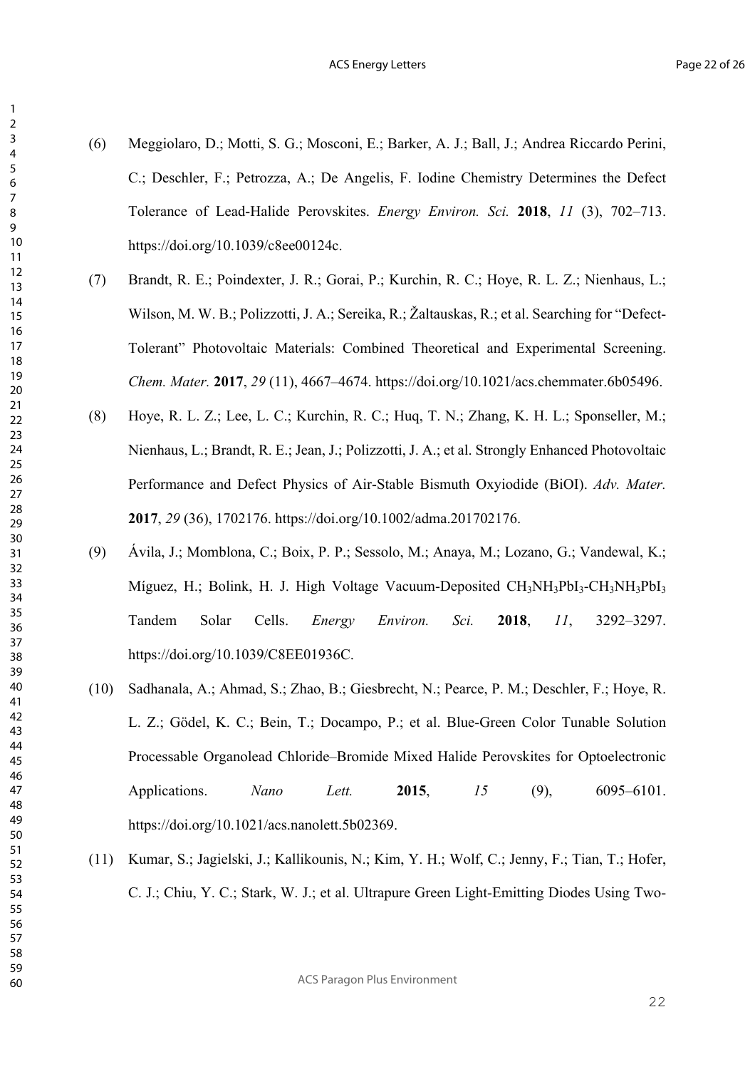(6) Meggiolaro, D.; Motti, S. G.; Mosconi, E.; Barker, A. J.; Ball, J.; Andrea Riccardo Perini, C.; Deschler, F.; Petrozza, A.; De Angelis, F. Iodine Chemistry Determines the Defect Tolerance of Lead-Halide Perovskites. *Energy Environ. Sci.* **2018**, *11* (3), 702–713. https://doi.org/10.1039/c8ee00124c.

(7) Brandt, R. E.; Poindexter, J. R.; Gorai, P.; Kurchin, R. C.; Hoye, R. L. Z.; Nienhaus, L.; Wilson, M. W. B.; Polizzotti, J. A.; Sereika, R.; Žaltauskas, R.; et al. Searching for "Defect-Tolerant" Photovoltaic Materials: Combined Theoretical and Experimental Screening. *Chem. Mater.* **2017**, *29* (11), 4667–4674. https://doi.org/10.1021/acs.chemmater.6b05496.

(8) Hoye, R. L. Z.; Lee, L. C.; Kurchin, R. C.; Huq, T. N.; Zhang, K. H. L.; Sponseller, M.; Nienhaus, L.; Brandt, R. E.; Jean, J.; Polizzotti, J. A.; et al. Strongly Enhanced Photovoltaic Performance and Defect Physics of Air-Stable Bismuth Oxyiodide (BiOI). *Adv. Mater.* **2017**, *29* (36), 1702176. https://doi.org/10.1002/adma.201702176.

(9) Ávila, J.; Momblona, C.; Boix, P. P.; Sessolo, M.; Anaya, M.; Lozano, G.; Vandewal, K.; Míguez, H.; Bolink, H. J. High Voltage Vacuum-Deposited $CH_3NH_3PbI_3$-$CH_3NH_3PbI_3$ Tandem Solar Cells. *Energy Environ. Sci.* **2018**, *11*, 3292–3297. https://doi.org/10.1039/C8EE01936C.

(10) Sadhanala, A.; Ahmad, S.; Zhao, B.; Giesbrecht, N.; Pearce, P. M.; Deschler, F.; Hoye, R. L. Z.; Gödel, K. C.; Bein, T.; Docampo, P.; et al. Blue-Green Color Tunable Solution Processable Organolead Chloride–Bromide Mixed Halide Perovskites for Optoelectronic Applications. *Nano Lett.* **2015**, *15* (9), 6095–6101. https://doi.org/10.1021/acs.nanolett.5b02369.

(11) Kumar, S.; Jagielski, J.; Kallikounis, N.; Kim, Y. H.; Wolf, C.; Jenny, F.; Tian, T.; Hofer, C. J.; Chiu, Y. C.; Stark, W. J.; et al. Ultrapure Green Light-Emitting Diodes Using Two-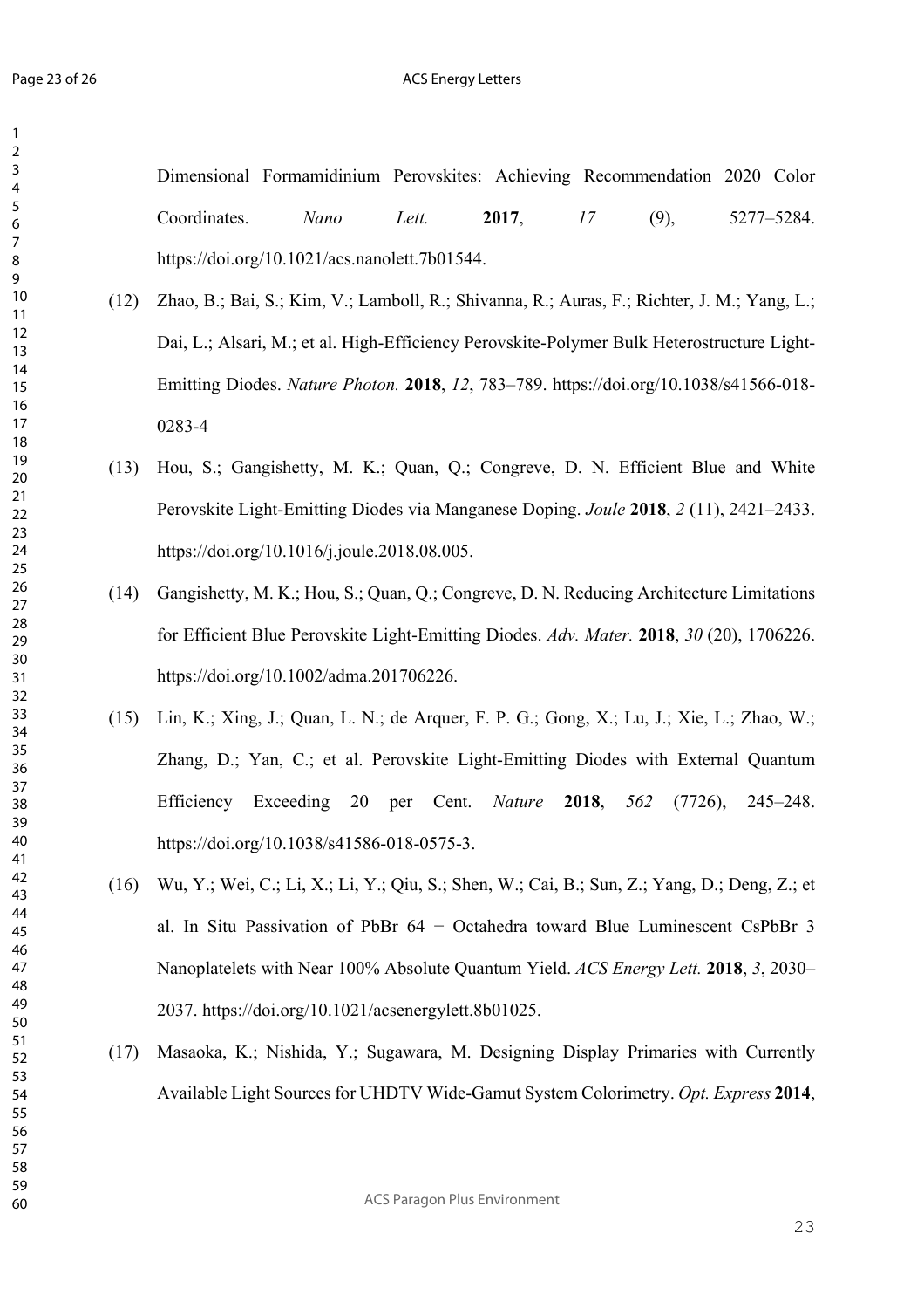Dimensional Formamidinium Perovskites: Achieving Recommendation 2020 Color Coordinates. *Nano Lett.* **2017**, *17* (9), 5277–5284. https://doi.org/10.1021/acs.nanolett.7b01544.

(12) Zhao, B.; Bai, S.; Kim, V.; Lamboll, R.; Shivanna, R.; Auras, F.; Richter, J. M.; Yang, L.; Dai, L.; Alsari, M.; et al. High-Efficiency Perovskite-Polymer Bulk Heterostructure Light-Emitting Diodes. *Nature Photon.* **2018**, *12*, 783–789. https://doi.org/10.1038/s41566-018-0283-4

(13) Hou, S.; Gangishetty, M. K.; Quan, Q.; Congreve, D. N. Efficient Blue and White Perovskite Light-Emitting Diodes via Manganese Doping. *Joule* **2018**, *2* (11), 2421–2433. https://doi.org/10.1016/j.joule.2018.08.005.

(14) Gangishetty, M. K.; Hou, S.; Quan, Q.; Congreve, D. N. Reducing Architecture Limitations for Efficient Blue Perovskite Light-Emitting Diodes. *Adv. Mater.* **2018**, *30* (20), 1706226. https://doi.org/10.1002/adma.201706226.

(15) Lin, K.; Xing, J.; Quan, L. N.; de Arquer, F. P. G.; Gong, X.; Lu, J.; Xie, L.; Zhao, W.; Zhang, D.; Yan, C.; et al. Perovskite Light-Emitting Diodes with External Quantum Efficiency Exceeding 20 per Cent. *Nature* **2018**, *562* (7726), 245–248. https://doi.org/10.1038/s41586-018-0575-3.

(16) Wu, Y.; Wei, C.; Li, X.; Li, Y.; Qiu, S.; Shen, W.; Cai, B.; Sun, Z.; Yang, D.; Deng, Z.; et al. In Situ Passivation of PbBr 64 − Octahedra toward Blue Luminescent CsPbBr 3 Nanoplatelets with Near 100% Absolute Quantum Yield. *ACS Energy Lett.* **2018**, *3*, 2030–2037. https://doi.org/10.1021/acsenergylett.8b01025.

(17) Masaoka, K.; Nishida, Y.; Sugawara, M. Designing Display Primaries with Currently Available Light Sources for UHDTV Wide-Gamut System Colorimetry. *Opt. Express* **2014**,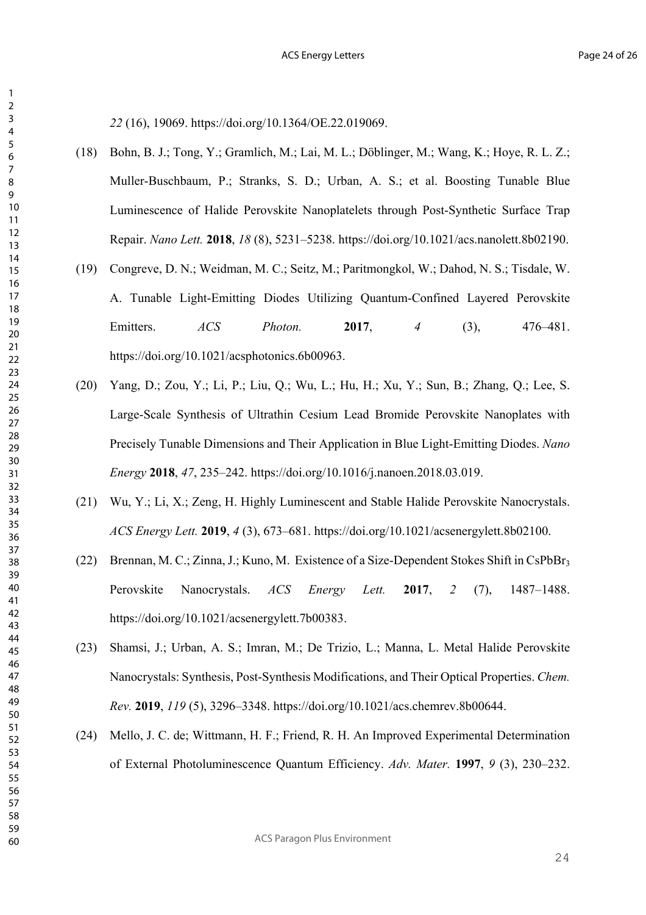*22* (16), 19069. https://doi.org/10.1364/OE.22.019069.

(18) Bohn, B. J.; Tong, Y.; Gramlich, M.; Lai, M. L.; Döblinger, M.; Wang, K.; Hoye, R. L. Z.; Muller-Buschbaum, P.; Stranks, S. D.; Urban, A. S.; et al. Boosting Tunable Blue Luminescence of Halide Perovskite Nanoplatelets through Post-Synthetic Surface Trap Repair. *Nano Lett.* **2018**, *18* (8), 5231–5238. https://doi.org/10.1021/acs.nanolett.8b02190.

(19) Congreve, D. N.; Weidman, M. C.; Seitz, M.; Paritmongkol, W.; Dahod, N. S.; Tisdale, W. A. Tunable Light-Emitting Diodes Utilizing Quantum-Confined Layered Perovskite Emitters. *ACS Photon.* **2017**, *4* (3), 476–481. https://doi.org/10.1021/acsphotonics.6b00963.

(20) Yang, D.; Zou, Y.; Li, P.; Liu, Q.; Wu, L.; Hu, H.; Xu, Y.; Sun, B.; Zhang, Q.; Lee, S. Large-Scale Synthesis of Ultrathin Cesium Lead Bromide Perovskite Nanoplates with Precisely Tunable Dimensions and Their Application in Blue Light-Emitting Diodes. *Nano Energy* **2018**, *47*, 235–242. https://doi.org/10.1016/j.nanoen.2018.03.019.

(21) Wu, Y.; Li, X.; Zeng, H. Highly Luminescent and Stable Halide Perovskite Nanocrystals. *ACS Energy Lett.* **2019**, *4* (3), 673–681. https://doi.org/10.1021/acsenergylett.8b02100.

(22) Brennan, M. C.; Zinna, J.; Kuno, M. Existence of a Size-Dependent Stokes Shift in $CsPbBr_3$ Perovskite Nanocrystals. *ACS Energy Lett.* **2017**, *2* (7), 1487–1488. https://doi.org/10.1021/acsenergylett.7b00383.

(23) Shamsi, J.; Urban, A. S.; Imran, M.; De Trizio, L.; Manna, L. Metal Halide Perovskite Nanocrystals: Synthesis, Post-Synthesis Modifications, and Their Optical Properties. *Chem. Rev.* **2019**, *119* (5), 3296–3348. https://doi.org/10.1021/acs.chemrev.8b00644.

(24) Mello, J. C. de; Wittmann, H. F.; Friend, R. H. An Improved Experimental Determination of External Photoluminescence Quantum Efficiency. *Adv. Mater.* **1997**, *9* (3), 230–232.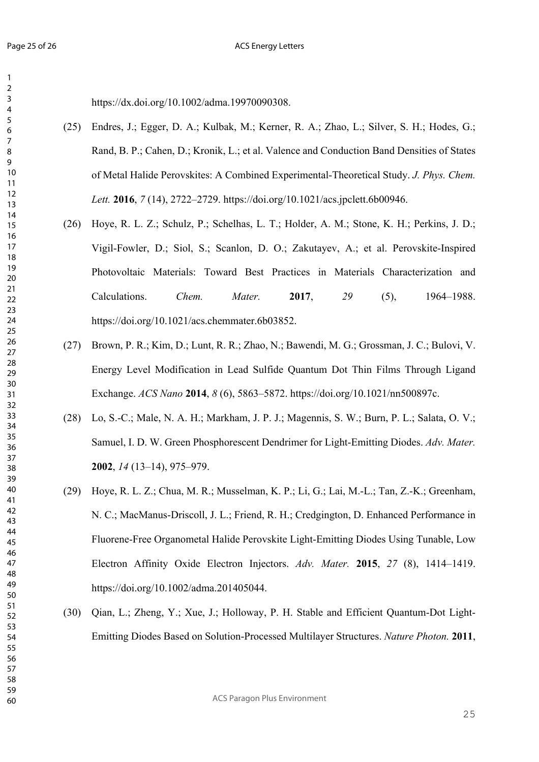https://dx.doi.org/10.1002/adma.19970090308.

(25) Endres, J.; Egger, D. A.; Kulbak, M.; Kerner, R. A.; Zhao, L.; Silver, S. H.; Hodes, G.; Rand, B. P.; Cahen, D.; Kronik, L.; et al. Valence and Conduction Band Densities of States of Metal Halide Perovskites: A Combined Experimental-Theoretical Study. *J. Phys. Chem. Lett.* **2016**, *7* (14), 2722–2729. https://doi.org/10.1021/acs.jpclett.6b00946.

(26) Hoye, R. L. Z.; Schulz, P.; Schelhas, L. T.; Holder, A. M.; Stone, K. H.; Perkins, J. D.; Vigil-Fowler, D.; Siol, S.; Scanlon, D. O.; Zakutayev, A.; et al. Perovskite-Inspired Photovoltaic Materials: Toward Best Practices in Materials Characterization and Calculations. *Chem. Mater.* **2017**, *29* (5), 1964–1988. https://doi.org/10.1021/acs.chemmater.6b03852.

(27) Brown, P. R.; Kim, D.; Lunt, R. R.; Zhao, N.; Bawendi, M. G.; Grossman, J. C.; Bulovi, V. Energy Level Modification in Lead Sulfide Quantum Dot Thin Films Through Ligand Exchange. *ACS Nano* **2014**, *8* (6), 5863–5872. https://doi.org/10.1021/nn500897c.

(28) Lo, S.-C.; Male, N. A. H.; Markham, J. P. J.; Magennis, S. W.; Burn, P. L.; Salata, O. V.; Samuel, I. D. W. Green Phosphorescent Dendrimer for Light-Emitting Diodes. *Adv. Mater.* **2002**, *14* (13–14), 975–979.

(29) Hoye, R. L. Z.; Chua, M. R.; Musselman, K. P.; Li, G.; Lai, M.-L.; Tan, Z.-K.; Greenham, N. C.; MacManus-Driscoll, J. L.; Friend, R. H.; Credgington, D. Enhanced Performance in Fluorene-Free Organometal Halide Perovskite Light-Emitting Diodes Using Tunable, Low Electron Affinity Oxide Electron Injectors. *Adv. Mater.* **2015**, *27* (8), 1414–1419. https://doi.org/10.1002/adma.201405044.

(30) Qian, L.; Zheng, Y.; Xue, J.; Holloway, P. H. Stable and Efficient Quantum-Dot Light-Emitting Diodes Based on Solution-Processed Multilayer Structures. *Nature Photon.* **2011**,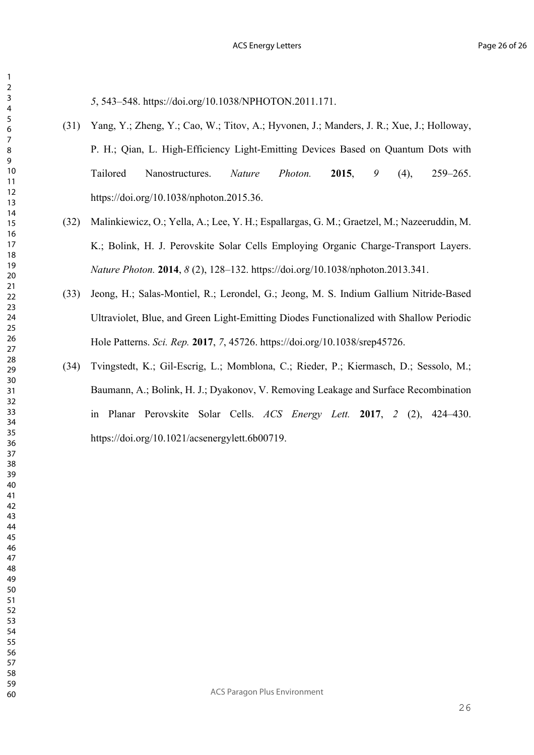*5*, 543–548. https://doi.org/10.1038/NPHOTON.2011.171.

(31) Yang, Y.; Zheng, Y.; Cao, W.; Titov, A.; Hyvonen, J.; Manders, J. R.; Xue, J.; Holloway, P. H.; Qian, L. High-Efficiency Light-Emitting Devices Based on Quantum Dots with Tailored Nanostructures. *Nature Photon.* **2015**, *9* (4), 259–265. https://doi.org/10.1038/nphoton.2015.36.

(32) Malinkiewicz, O.; Yella, A.; Lee, Y. H.; Espallargas, G. M.; Graetzel, M.; Nazeeruddin, M. K.; Bolink, H. J. Perovskite Solar Cells Employing Organic Charge-Transport Layers. *Nature Photon.* **2014**, *8* (2), 128–132. https://doi.org/10.1038/nphoton.2013.341.

(33) Jeong, H.; Salas-Montiel, R.; Lerondel, G.; Jeong, M. S. Indium Gallium Nitride-Based Ultraviolet, Blue, and Green Light-Emitting Diodes Functionalized with Shallow Periodic Hole Patterns. *Sci. Rep.* **2017**, *7*, 45726. https://doi.org/10.1038/srep45726.

(34) Tvingstedt, K.; Gil-Escrig, L.; Momblona, C.; Rieder, P.; Kiermasch, D.; Sessolo, M.; Baumann, A.; Bolink, H. J.; Dyakonov, V. Removing Leakage and Surface Recombination in Planar Perovskite Solar Cells. *ACS Energy Lett.* **2017**, *2* (2), 424–430. https://doi.org/10.1021/acsenergylett.6b00719.